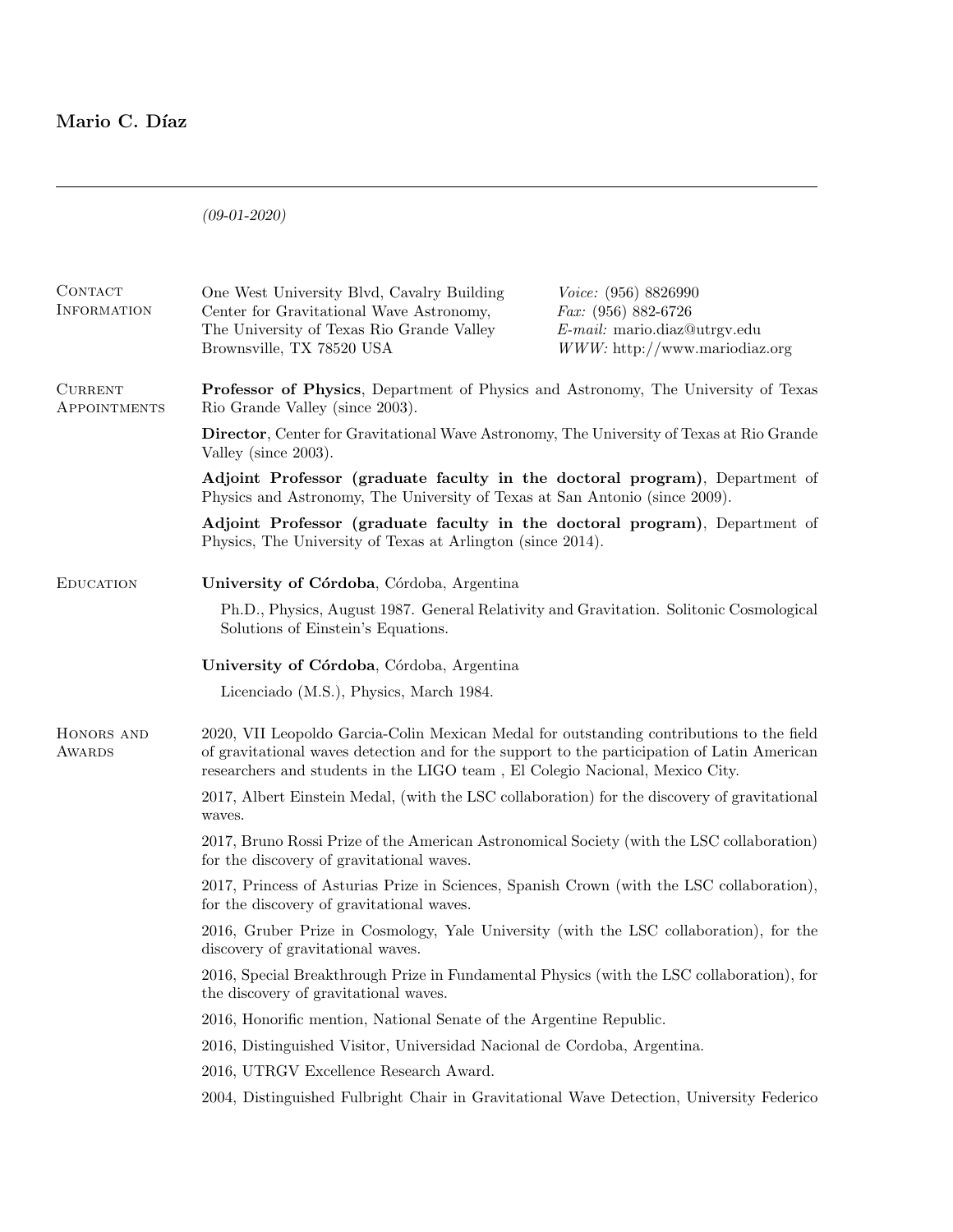# Mario C. Díaz

*(09-01-2020)*

## Contact Information

One West University Blvd, Cavalry Building
Center for Gravitational Wave Astronomy,
The University of Texas Rio Grande Valley
Brownsville, TX 78520 USA

*Voice:* (956) 8826990
*Fax:* (956) 882-6726
*E-mail:* mario.diaz@utrgv.edu
*WWW:* http://www.mariodiaz.org

## Current Appointments

**Professor of Physics**, Department of Physics and Astronomy, The University of Texas Rio Grande Valley (since 2003).

**Director**, Center for Gravitational Wave Astronomy, The University of Texas at Rio Grande Valley (since 2003).

**Adjoint Professor (graduate faculty in the doctoral program)**, Department of Physics and Astronomy, The University of Texas at San Antonio (since 2009).

**Adjoint Professor (graduate faculty in the doctoral program)**, Department of Physics, The University of Texas at Arlington (since 2014).

## Education

**University of Córdoba**, Córdoba, Argentina

Ph.D., Physics, August 1987. General Relativity and Gravitation. Solitonic Cosmological Solutions of Einstein's Equations.

**University of Córdoba**, Córdoba, Argentina

Licenciado (M.S.), Physics, March 1984.

## Honors and Awards

2020, VII Leopoldo Garcia-Colin Mexican Medal for outstanding contributions to the field of gravitational waves detection and for the support to the participation of Latin American researchers and students in the LIGO team , El Colegio Nacional, Mexico City.

2017, Albert Einstein Medal, (with the LSC collaboration) for the discovery of gravitational waves.

2017, Bruno Rossi Prize of the American Astronomical Society (with the LSC collaboration) for the discovery of gravitational waves.

2017, Princess of Asturias Prize in Sciences, Spanish Crown (with the LSC collaboration), for the discovery of gravitational waves.

2016, Gruber Prize in Cosmology, Yale University (with the LSC collaboration), for the discovery of gravitational waves.

2016, Special Breakthrough Prize in Fundamental Physics (with the LSC collaboration), for the discovery of gravitational waves.

2016, Honorific mention, National Senate of the Argentine Republic.

2016, Distinguished Visitor, Universidad Nacional de Cordoba, Argentina.

2016, UTRGV Excellence Research Award.

2004, Distinguished Fulbright Chair in Gravitational Wave Detection, University Federico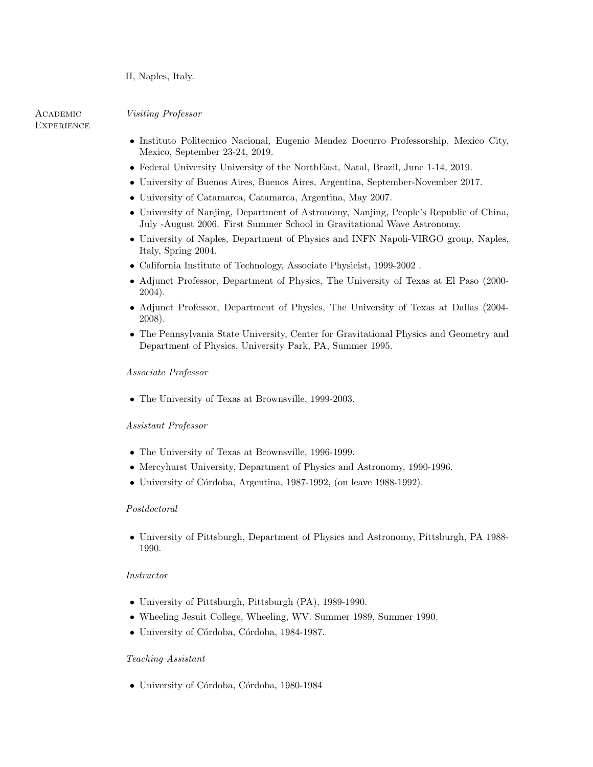II, Naples, Italy.

## Academic Experience

*Visiting Professor*

- Instituto Politecnico Nacional, Eugenio Mendez Docurro Professorship, Mexico City, Mexico, September 23-24, 2019.
- Federal University University of the NorthEast, Natal, Brazil, June 1-14, 2019.
- University of Buenos Aires, Buenos Aires, Argentina, September-November 2017.
- University of Catamarca, Catamarca, Argentina, May 2007.
- University of Nanjing, Department of Astronomy, Nanjing, People's Republic of China, July -August 2006. First Summer School in Gravitational Wave Astronomy.
- University of Naples, Department of Physics and INFN Napoli-VIRGO group, Naples, Italy, Spring 2004.
- California Institute of Technology, Associate Physicist, 1999-2002 .
- Adjunct Professor, Department of Physics, The University of Texas at El Paso (2000-2004).
- Adjunct Professor, Department of Physics, The University of Texas at Dallas (2004-2008).
- The Pennsylvania State University, Center for Gravitational Physics and Geometry and Department of Physics, University Park, PA, Summer 1995.

*Associate Professor*

- The University of Texas at Brownsville, 1999-2003.

*Assistant Professor*

- The University of Texas at Brownsville, 1996-1999.
- Mercyhurst University, Department of Physics and Astronomy, 1990-1996.
- University of Córdoba, Argentina, 1987-1992, (on leave 1988-1992).

*Postdoctoral*

- University of Pittsburgh, Department of Physics and Astronomy, Pittsburgh, PA 1988-1990.

*Instructor*

- University of Pittsburgh, Pittsburgh (PA), 1989-1990.
- Wheeling Jesuit College, Wheeling, WV. Summer 1989, Summer 1990.
- University of Córdoba, Córdoba, 1984-1987.

*Teaching Assistant*

- University of Córdoba, Córdoba, 1980-1984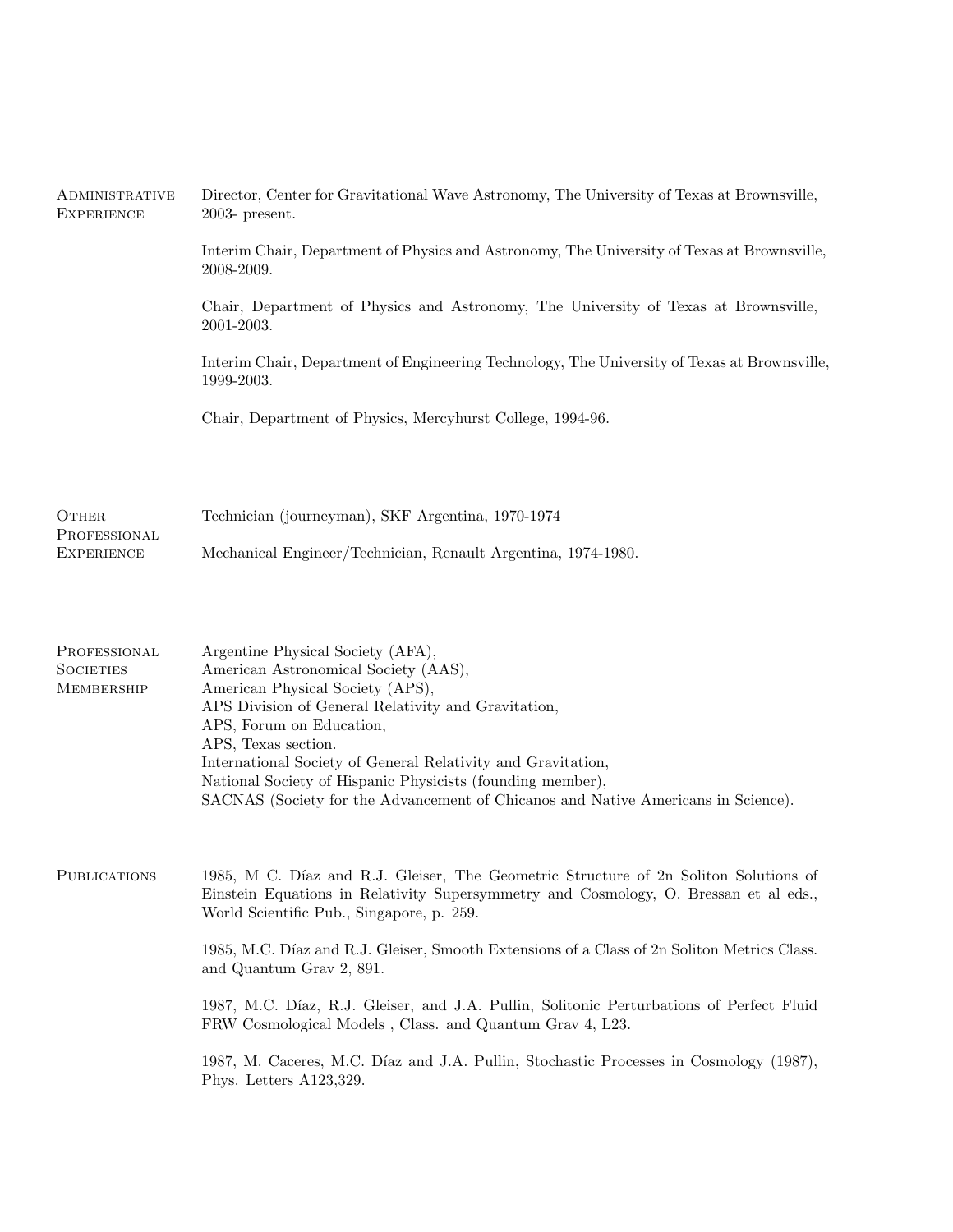## Administrative Experience

Director, Center for Gravitational Wave Astronomy, The University of Texas at Brownsville, 2003- present.

Interim Chair, Department of Physics and Astronomy, The University of Texas at Brownsville, 2008-2009.

Chair, Department of Physics and Astronomy, The University of Texas at Brownsville, 2001-2003.

Interim Chair, Department of Engineering Technology, The University of Texas at Brownsville, 1999-2003.

Chair, Department of Physics, Mercyhurst College, 1994-96.

## Other Professional Experience

Technician (journeyman), SKF Argentina, 1970-1974

Mechanical Engineer/Technician, Renault Argentina, 1974-1980.

## Professional Societies Membership

Argentine Physical Society (AFA),
American Astronomical Society (AAS),
American Physical Society (APS),
APS Division of General Relativity and Gravitation,
APS, Forum on Education,
APS, Texas section.
International Society of General Relativity and Gravitation,
National Society of Hispanic Physicists (founding member),
SACNAS (Society for the Advancement of Chicanos and Native Americans in Science).

## Publications

1985, M C. Díaz and R.J. Gleiser, The Geometric Structure of 2n Soliton Solutions of Einstein Equations in Relativity Supersymmetry and Cosmology, O. Bressan et al eds., World Scientific Pub., Singapore, p. 259.

1985, M.C. Díaz and R.J. Gleiser, Smooth Extensions of a Class of 2n Soliton Metrics Class. and Quantum Grav 2, 891.

1987, M.C. Díaz, R.J. Gleiser, and J.A. Pullin, Solitonic Perturbations of Perfect Fluid FRW Cosmological Models , Class. and Quantum Grav 4, L23.

1987, M. Caceres, M.C. Díaz and J.A. Pullin, Stochastic Processes in Cosmology (1987), Phys. Letters A123,329.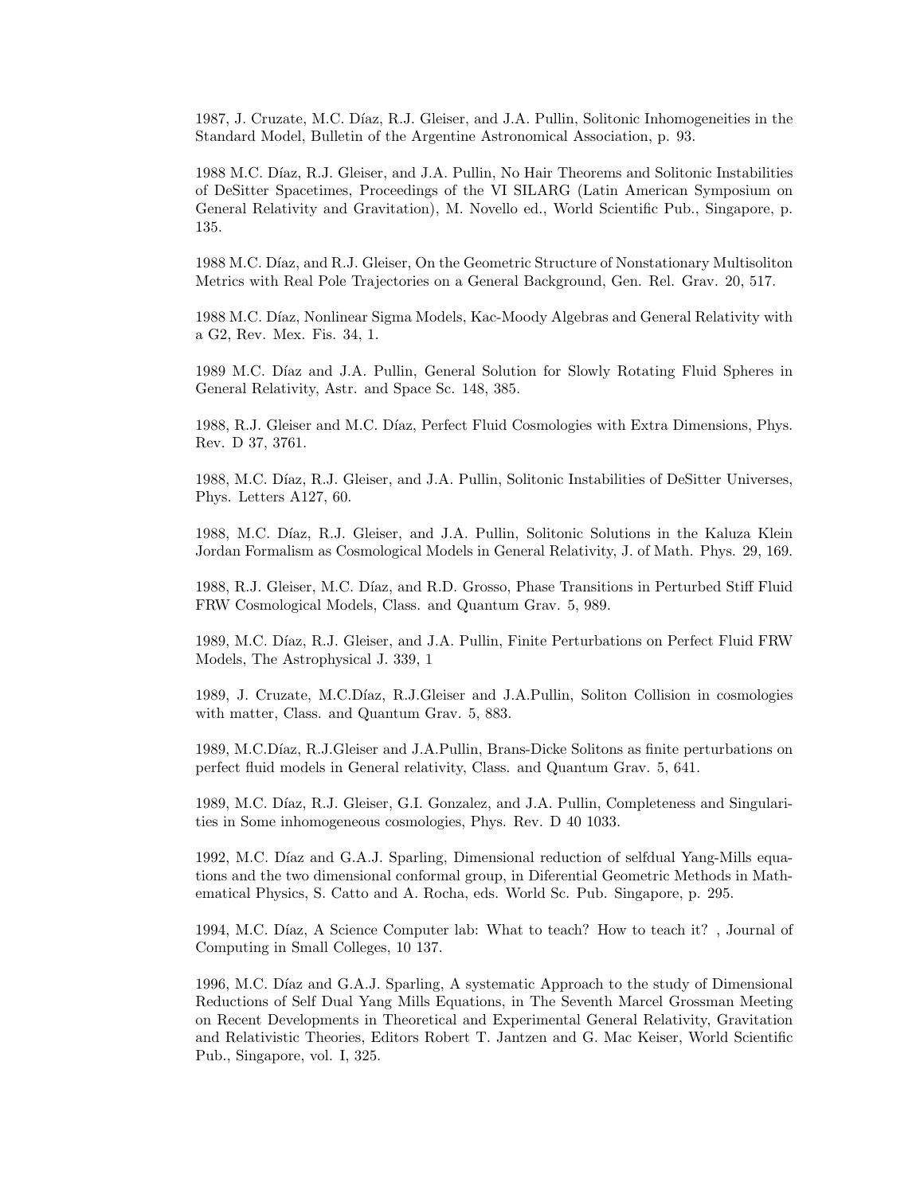1987, J. Cruzate, M.C. Díaz, R.J. Gleiser, and J.A. Pullin, Solitonic Inhomogeneities in the Standard Model, Bulletin of the Argentine Astronomical Association, p. 93.

1988 M.C. Díaz, R.J. Gleiser, and J.A. Pullin, No Hair Theorems and Solitonic Instabilities of DeSitter Spacetimes, Proceedings of the VI SILARG (Latin American Symposium on General Relativity and Gravitation), M. Novello ed., World Scientific Pub., Singapore, p. 135.

1988 M.C. Díaz, and R.J. Gleiser, On the Geometric Structure of Nonstationary Multisoliton Metrics with Real Pole Trajectories on a General Background, Gen. Rel. Grav. 20, 517.

1988 M.C. Díaz, Nonlinear Sigma Models, Kac-Moody Algebras and General Relativity with a G2, Rev. Mex. Fis. 34, 1.

1989 M.C. Díaz and J.A. Pullin, General Solution for Slowly Rotating Fluid Spheres in General Relativity, Astr. and Space Sc. 148, 385.

1988, R.J. Gleiser and M.C. Díaz, Perfect Fluid Cosmologies with Extra Dimensions, Phys. Rev. D 37, 3761.

1988, M.C. Díaz, R.J. Gleiser, and J.A. Pullin, Solitonic Instabilities of DeSitter Universes, Phys. Letters A127, 60.

1988, M.C. Díaz, R.J. Gleiser, and J.A. Pullin, Solitonic Solutions in the Kaluza Klein Jordan Formalism as Cosmological Models in General Relativity, J. of Math. Phys. 29, 169.

1988, R.J. Gleiser, M.C. Díaz, and R.D. Grosso, Phase Transitions in Perturbed Stiff Fluid FRW Cosmological Models, Class. and Quantum Grav. 5, 989.

1989, M.C. Díaz, R.J. Gleiser, and J.A. Pullin, Finite Perturbations on Perfect Fluid FRW Models, The Astrophysical J. 339, 1

1989, J. Cruzate, M.C.Díaz, R.J.Gleiser and J.A.Pullin, Soliton Collision in cosmologies with matter, Class. and Quantum Grav. 5, 883.

1989, M.C.Díaz, R.J.Gleiser and J.A.Pullin, Brans-Dicke Solitons as finite perturbations on perfect fluid models in General relativity, Class. and Quantum Grav. 5, 641.

1989, M.C. Díaz, R.J. Gleiser, G.I. Gonzalez, and J.A. Pullin, Completeness and Singularities in Some inhomogeneous cosmologies, Phys. Rev. D 40 1033.

1992, M.C. Díaz and G.A.J. Sparling, Dimensional reduction of selfdual Yang-Mills equations and the two dimensional conformal group, in Diferential Geometric Methods in Mathematical Physics, S. Catto and A. Rocha, eds. World Sc. Pub. Singapore, p. 295.

1994, M.C. Díaz, A Science Computer lab: What to teach? How to teach it? , Journal of Computing in Small Colleges, 10 137.

1996, M.C. Díaz and G.A.J. Sparling, A systematic Approach to the study of Dimensional Reductions of Self Dual Yang Mills Equations, in The Seventh Marcel Grossman Meeting on Recent Developments in Theoretical and Experimental General Relativity, Gravitation and Relativistic Theories, Editors Robert T. Jantzen and G. Mac Keiser, World Scientific Pub., Singapore, vol. I, 325.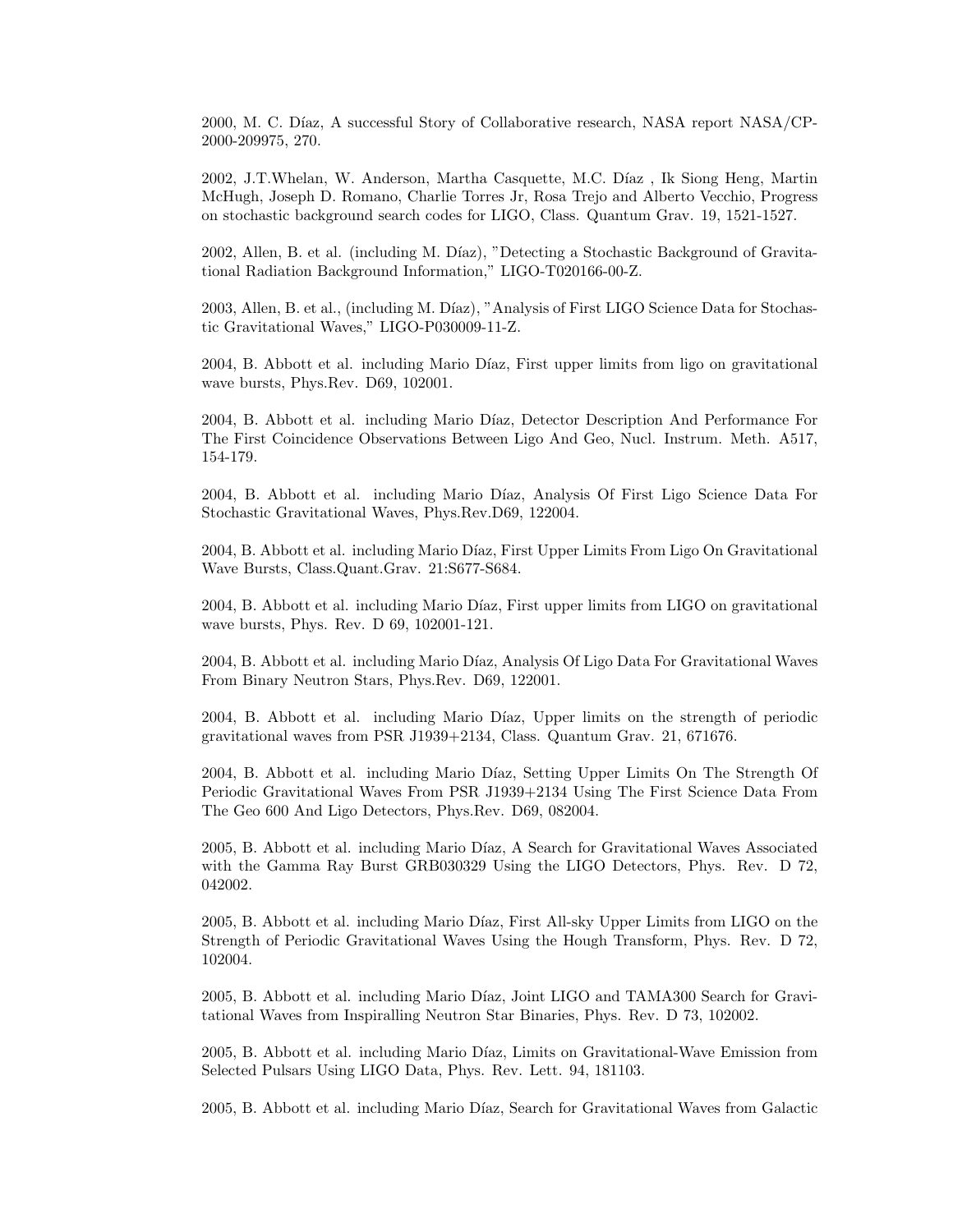2000, M. C. Díaz, A successful Story of Collaborative research, NASA report NASA/CP-2000-209975, 270.

2002, J.T.Whelan, W. Anderson, Martha Casquette, M.C. Díaz , Ik Siong Heng, Martin McHugh, Joseph D. Romano, Charlie Torres Jr, Rosa Trejo and Alberto Vecchio, Progress on stochastic background search codes for LIGO, Class. Quantum Grav. 19, 1521-1527.

2002, Allen, B. et al. (including M. Díaz), "Detecting a Stochastic Background of Gravitational Radiation Background Information," LIGO-T020166-00-Z.

2003, Allen, B. et al., (including M. Díaz), "Analysis of First LIGO Science Data for Stochastic Gravitational Waves," LIGO-P030009-11-Z.

2004, B. Abbott et al. including Mario Díaz, First upper limits from ligo on gravitational wave bursts, Phys.Rev. D69, 102001.

2004, B. Abbott et al. including Mario Díaz, Detector Description And Performance For The First Coincidence Observations Between Ligo And Geo, Nucl. Instrum. Meth. A517, 154-179.

2004, B. Abbott et al. including Mario Díaz, Analysis Of First Ligo Science Data For Stochastic Gravitational Waves, Phys.Rev.D69, 122004.

2004, B. Abbott et al. including Mario Díaz, First Upper Limits From Ligo On Gravitational Wave Bursts, Class.Quant.Grav. 21:S677-S684.

2004, B. Abbott et al. including Mario Díaz, First upper limits from LIGO on gravitational wave bursts, Phys. Rev. D 69, 102001-121.

2004, B. Abbott et al. including Mario Díaz, Analysis Of Ligo Data For Gravitational Waves From Binary Neutron Stars, Phys.Rev. D69, 122001.

2004, B. Abbott et al. including Mario Díaz, Upper limits on the strength of periodic gravitational waves from PSR J1939+2134, Class. Quantum Grav. 21, 671676.

2004, B. Abbott et al. including Mario Díaz, Setting Upper Limits On The Strength Of Periodic Gravitational Waves From PSR J1939+2134 Using The First Science Data From The Geo 600 And Ligo Detectors, Phys.Rev. D69, 082004.

2005, B. Abbott et al. including Mario Díaz, A Search for Gravitational Waves Associated with the Gamma Ray Burst GRB030329 Using the LIGO Detectors, Phys. Rev. D 72, 042002.

2005, B. Abbott et al. including Mario Díaz, First All-sky Upper Limits from LIGO on the Strength of Periodic Gravitational Waves Using the Hough Transform, Phys. Rev. D 72, 102004.

2005, B. Abbott et al. including Mario Díaz, Joint LIGO and TAMA300 Search for Gravitational Waves from Inspiralling Neutron Star Binaries, Phys. Rev. D 73, 102002.

2005, B. Abbott et al. including Mario Díaz, Limits on Gravitational-Wave Emission from Selected Pulsars Using LIGO Data, Phys. Rev. Lett. 94, 181103.

2005, B. Abbott et al. including Mario Díaz, Search for Gravitational Waves from Galactic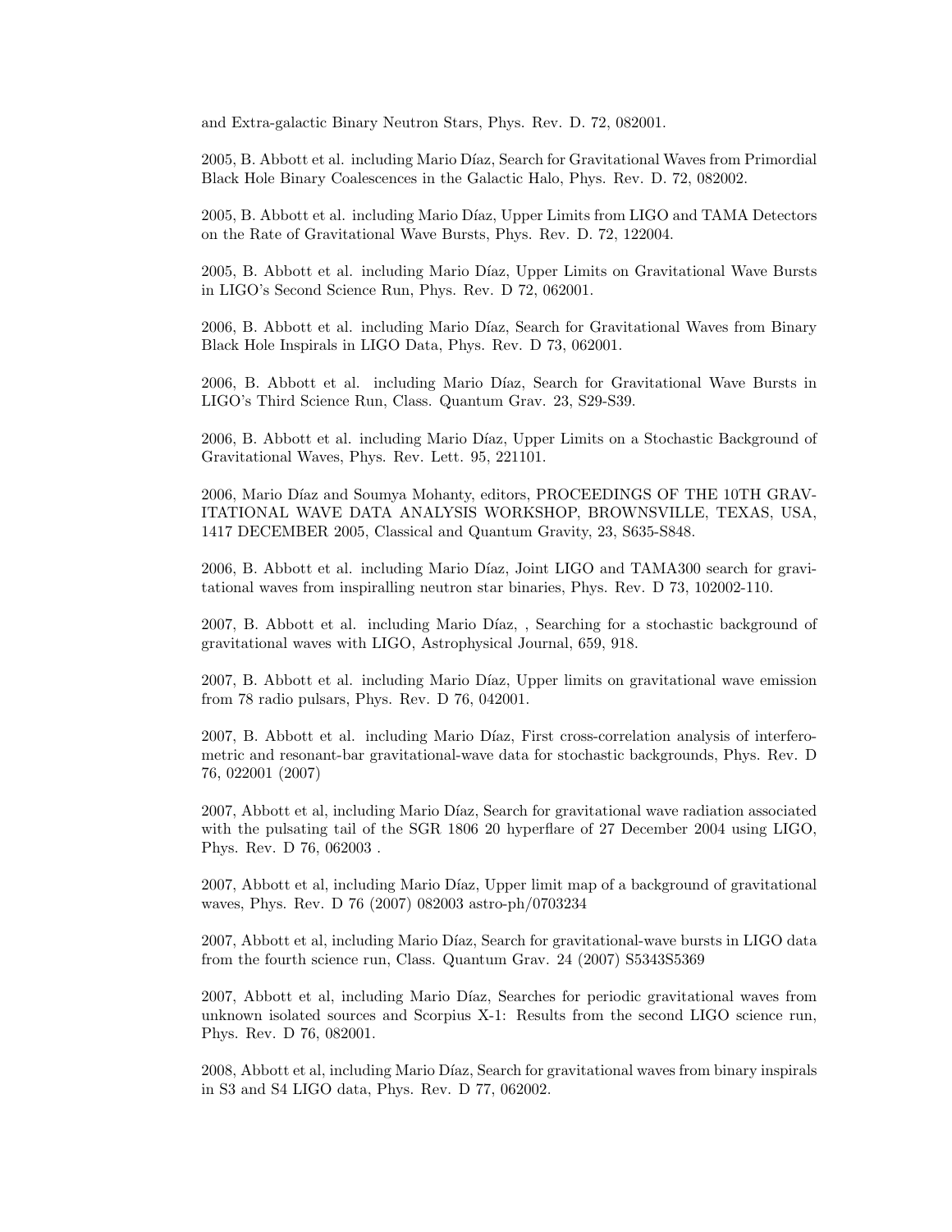and Extra-galactic Binary Neutron Stars, Phys. Rev. D. 72, 082001.

2005, B. Abbott et al. including Mario Díaz, Search for Gravitational Waves from Primordial Black Hole Binary Coalescences in the Galactic Halo, Phys. Rev. D. 72, 082002.

2005, B. Abbott et al. including Mario Díaz, Upper Limits from LIGO and TAMA Detectors on the Rate of Gravitational Wave Bursts, Phys. Rev. D. 72, 122004.

2005, B. Abbott et al. including Mario Díaz, Upper Limits on Gravitational Wave Bursts in LIGO's Second Science Run, Phys. Rev. D 72, 062001.

2006, B. Abbott et al. including Mario Díaz, Search for Gravitational Waves from Binary Black Hole Inspirals in LIGO Data, Phys. Rev. D 73, 062001.

2006, B. Abbott et al. including Mario Díaz, Search for Gravitational Wave Bursts in LIGO's Third Science Run, Class. Quantum Grav. 23, S29-S39.

2006, B. Abbott et al. including Mario Díaz, Upper Limits on a Stochastic Background of Gravitational Waves, Phys. Rev. Lett. 95, 221101.

2006, Mario Díaz and Soumya Mohanty, editors, PROCEEDINGS OF THE 10TH GRAVITATIONAL WAVE DATA ANALYSIS WORKSHOP, BROWNSVILLE, TEXAS, USA, 1417 DECEMBER 2005, Classical and Quantum Gravity, 23, S635-S848.

2006, B. Abbott et al. including Mario Díaz, Joint LIGO and TAMA300 search for gravitational waves from inspiralling neutron star binaries, Phys. Rev. D 73, 102002-110.

2007, B. Abbott et al. including Mario Díaz, , Searching for a stochastic background of gravitational waves with LIGO, Astrophysical Journal, 659, 918.

2007, B. Abbott et al. including Mario Díaz, Upper limits on gravitational wave emission from 78 radio pulsars, Phys. Rev. D 76, 042001.

2007, B. Abbott et al. including Mario Díaz, First cross-correlation analysis of interferometric and resonant-bar gravitational-wave data for stochastic backgrounds, Phys. Rev. D 76, 022001 (2007)

2007, Abbott et al, including Mario Díaz, Search for gravitational wave radiation associated with the pulsating tail of the SGR 1806 20 hyperflare of 27 December 2004 using LIGO, Phys. Rev. D 76, 062003 .

2007, Abbott et al, including Mario Díaz, Upper limit map of a background of gravitational waves, Phys. Rev. D 76 (2007) 082003 astro-ph/0703234

2007, Abbott et al, including Mario Díaz, Search for gravitational-wave bursts in LIGO data from the fourth science run, Class. Quantum Grav. 24 (2007) S5343S5369

2007, Abbott et al, including Mario Díaz, Searches for periodic gravitational waves from unknown isolated sources and Scorpius X-1: Results from the second LIGO science run, Phys. Rev. D 76, 082001.

2008, Abbott et al, including Mario Díaz, Search for gravitational waves from binary inspirals in S3 and S4 LIGO data, Phys. Rev. D 77, 062002.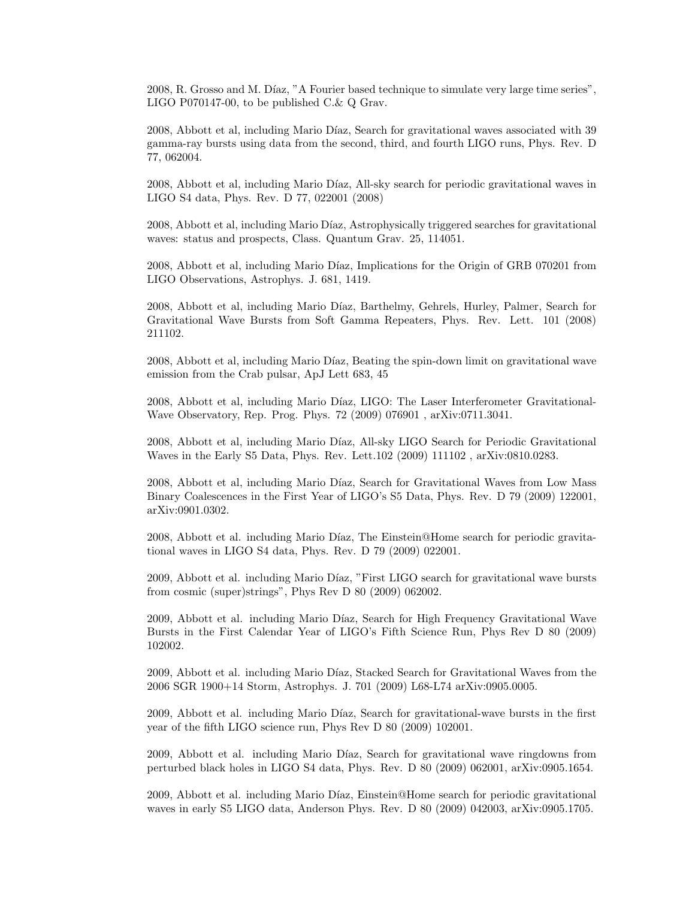2008, R. Grosso and M. Díaz, "A Fourier based technique to simulate very large time series", LIGO P070147-00, to be published C.& Q Grav.

2008, Abbott et al, including Mario Díaz, Search for gravitational waves associated with 39 gamma-ray bursts using data from the second, third, and fourth LIGO runs, Phys. Rev. D 77, 062004.

2008, Abbott et al, including Mario Díaz, All-sky search for periodic gravitational waves in LIGO S4 data, Phys. Rev. D 77, 022001 (2008)

2008, Abbott et al, including Mario Díaz, Astrophysically triggered searches for gravitational waves: status and prospects, Class. Quantum Grav. 25, 114051.

2008, Abbott et al, including Mario Díaz, Implications for the Origin of GRB 070201 from LIGO Observations, Astrophys. J. 681, 1419.

2008, Abbott et al, including Mario Díaz, Barthelmy, Gehrels, Hurley, Palmer, Search for Gravitational Wave Bursts from Soft Gamma Repeaters, Phys. Rev. Lett. 101 (2008) 211102.

2008, Abbott et al, including Mario Díaz, Beating the spin-down limit on gravitational wave emission from the Crab pulsar, ApJ Lett 683, 45

2008, Abbott et al, including Mario Díaz, LIGO: The Laser Interferometer Gravitational-Wave Observatory, Rep. Prog. Phys. 72 (2009) 076901 , arXiv:0711.3041.

2008, Abbott et al, including Mario Díaz, All-sky LIGO Search for Periodic Gravitational Waves in the Early S5 Data, Phys. Rev. Lett.102 (2009) 111102 , arXiv:0810.0283.

2008, Abbott et al, including Mario Díaz, Search for Gravitational Waves from Low Mass Binary Coalescences in the First Year of LIGO's S5 Data, Phys. Rev. D 79 (2009) 122001, arXiv:0901.0302.

2008, Abbott et al. including Mario Díaz, The Einstein@Home search for periodic gravitational waves in LIGO S4 data, Phys. Rev. D 79 (2009) 022001.

2009, Abbott et al. including Mario Díaz, "First LIGO search for gravitational wave bursts from cosmic (super)strings", Phys Rev D 80 (2009) 062002.

2009, Abbott et al. including Mario Díaz, Search for High Frequency Gravitational Wave Bursts in the First Calendar Year of LIGO's Fifth Science Run, Phys Rev D 80 (2009) 102002.

2009, Abbott et al. including Mario Díaz, Stacked Search for Gravitational Waves from the 2006 SGR 1900+14 Storm, Astrophys. J. 701 (2009) L68-L74 arXiv:0905.0005.

2009, Abbott et al. including Mario Díaz, Search for gravitational-wave bursts in the first year of the fifth LIGO science run, Phys Rev D 80 (2009) 102001.

2009, Abbott et al. including Mario Díaz, Search for gravitational wave ringdowns from perturbed black holes in LIGO S4 data, Phys. Rev. D 80 (2009) 062001, arXiv:0905.1654.

2009, Abbott et al. including Mario Díaz, Einstein@Home search for periodic gravitational waves in early S5 LIGO data, Anderson Phys. Rev. D 80 (2009) 042003, arXiv:0905.1705.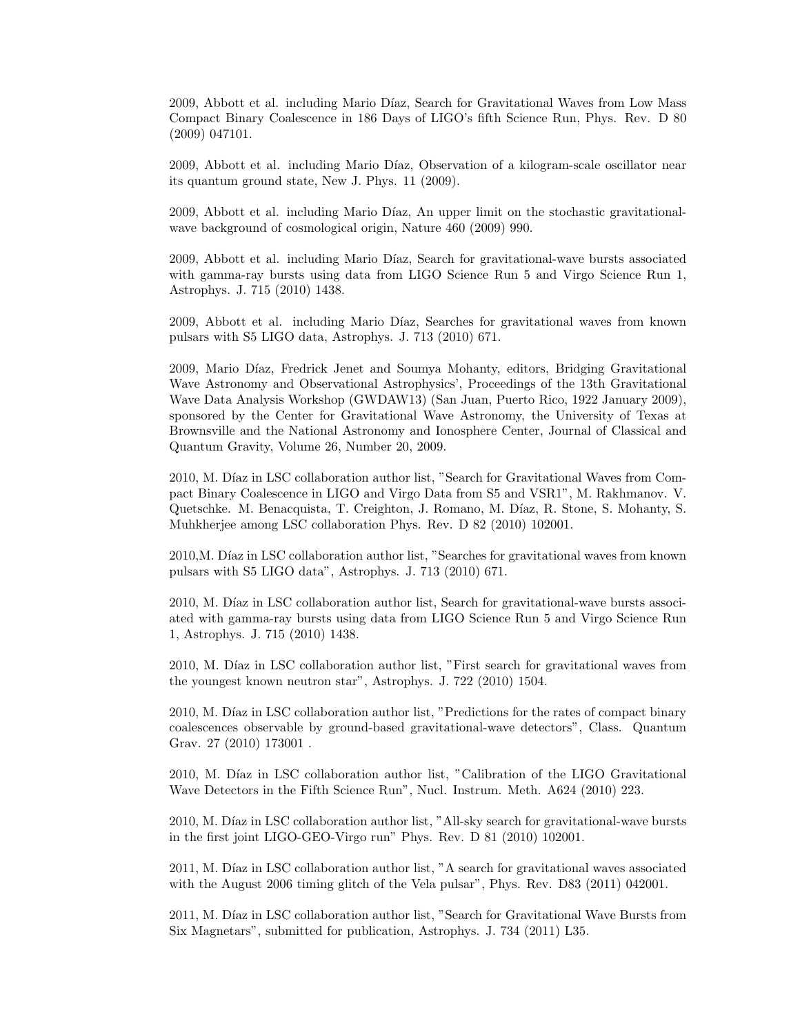2009, Abbott et al. including Mario Díaz, Search for Gravitational Waves from Low Mass Compact Binary Coalescence in 186 Days of LIGO's fifth Science Run, Phys. Rev. D 80 (2009) 047101.

2009, Abbott et al. including Mario Díaz, Observation of a kilogram-scale oscillator near its quantum ground state, New J. Phys. 11 (2009).

2009, Abbott et al. including Mario Díaz, An upper limit on the stochastic gravitational-wave background of cosmological origin, Nature 460 (2009) 990.

2009, Abbott et al. including Mario Díaz, Search for gravitational-wave bursts associated with gamma-ray bursts using data from LIGO Science Run 5 and Virgo Science Run 1, Astrophys. J. 715 (2010) 1438.

2009, Abbott et al. including Mario Díaz, Searches for gravitational waves from known pulsars with S5 LIGO data, Astrophys. J. 713 (2010) 671.

2009, Mario Díaz, Fredrick Jenet and Soumya Mohanty, editors, Bridging Gravitational Wave Astronomy and Observational Astrophysics', Proceedings of the 13th Gravitational Wave Data Analysis Workshop (GWDAW13) (San Juan, Puerto Rico, 1922 January 2009), sponsored by the Center for Gravitational Wave Astronomy, the University of Texas at Brownsville and the National Astronomy and Ionosphere Center, Journal of Classical and Quantum Gravity, Volume 26, Number 20, 2009.

2010, M. Díaz in LSC collaboration author list, "Search for Gravitational Waves from Compact Binary Coalescence in LIGO and Virgo Data from S5 and VSR1", M. Rakhmanov. V. Quetschke. M. Benacquista, T. Creighton, J. Romano, M. Díaz, R. Stone, S. Mohanty, S. Muhkherjee among LSC collaboration Phys. Rev. D 82 (2010) 102001.

2010,M. Díaz in LSC collaboration author list, "Searches for gravitational waves from known pulsars with S5 LIGO data", Astrophys. J. 713 (2010) 671.

2010, M. Díaz in LSC collaboration author list, Search for gravitational-wave bursts associated with gamma-ray bursts using data from LIGO Science Run 5 and Virgo Science Run 1, Astrophys. J. 715 (2010) 1438.

2010, M. Díaz in LSC collaboration author list, "First search for gravitational waves from the youngest known neutron star", Astrophys. J. 722 (2010) 1504.

2010, M. Díaz in LSC collaboration author list, "Predictions for the rates of compact binary coalescences observable by ground-based gravitational-wave detectors", Class. Quantum Grav. 27 (2010) 173001 .

2010, M. Díaz in LSC collaboration author list, "Calibration of the LIGO Gravitational Wave Detectors in the Fifth Science Run", Nucl. Instrum. Meth. A624 (2010) 223.

2010, M. Díaz in LSC collaboration author list, "All-sky search for gravitational-wave bursts in the first joint LIGO-GEO-Virgo run" Phys. Rev. D 81 (2010) 102001.

2011, M. Díaz in LSC collaboration author list, "A search for gravitational waves associated with the August 2006 timing glitch of the Vela pulsar", Phys. Rev. D83 (2011) 042001.

2011, M. Díaz in LSC collaboration author list, "Search for Gravitational Wave Bursts from Six Magnetars", submitted for publication, Astrophys. J. 734 (2011) L35.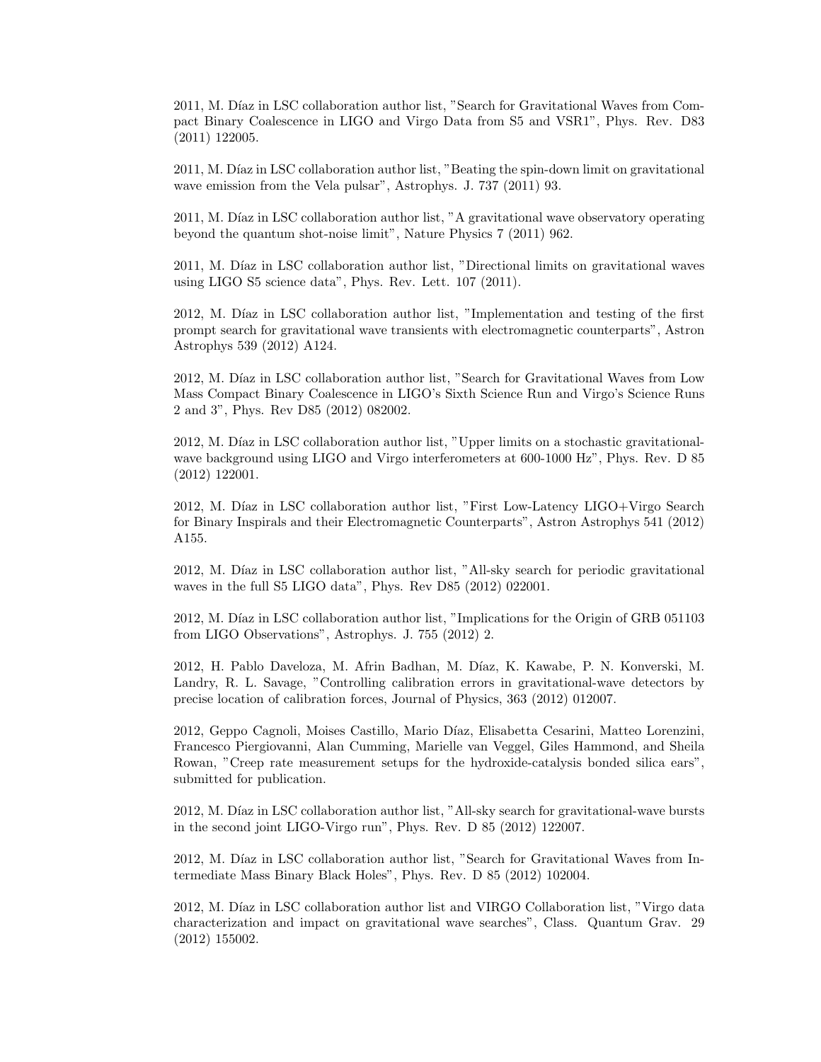2011, M. Díaz in LSC collaboration author list, "Search for Gravitational Waves from Compact Binary Coalescence in LIGO and Virgo Data from S5 and VSR1", Phys. Rev. D83 (2011) 122005.

2011, M. Díaz in LSC collaboration author list, "Beating the spin-down limit on gravitational wave emission from the Vela pulsar", Astrophys. J. 737 (2011) 93.

2011, M. Díaz in LSC collaboration author list, "A gravitational wave observatory operating beyond the quantum shot-noise limit", Nature Physics 7 (2011) 962.

2011, M. Díaz in LSC collaboration author list, "Directional limits on gravitational waves using LIGO S5 science data", Phys. Rev. Lett. 107 (2011).

2012, M. Díaz in LSC collaboration author list, "Implementation and testing of the first prompt search for gravitational wave transients with electromagnetic counterparts", Astron Astrophys 539 (2012) A124.

2012, M. Díaz in LSC collaboration author list, "Search for Gravitational Waves from Low Mass Compact Binary Coalescence in LIGO's Sixth Science Run and Virgo's Science Runs 2 and 3", Phys. Rev D85 (2012) 082002.

2012, M. Díaz in LSC collaboration author list, "Upper limits on a stochastic gravitational-wave background using LIGO and Virgo interferometers at 600-1000 Hz", Phys. Rev. D 85 (2012) 122001.

2012, M. Díaz in LSC collaboration author list, "First Low-Latency LIGO+Virgo Search for Binary Inspirals and their Electromagnetic Counterparts", Astron Astrophys 541 (2012) A155.

2012, M. Díaz in LSC collaboration author list, "All-sky search for periodic gravitational waves in the full S5 LIGO data", Phys. Rev D85 (2012) 022001.

2012, M. Díaz in LSC collaboration author list, "Implications for the Origin of GRB 051103 from LIGO Observations", Astrophys. J. 755 (2012) 2.

2012, H. Pablo Daveloza, M. Afrin Badhan, M. Díaz, K. Kawabe, P. N. Konverski, M. Landry, R. L. Savage, "Controlling calibration errors in gravitational-wave detectors by precise location of calibration forces, Journal of Physics, 363 (2012) 012007.

2012, Geppo Cagnoli, Moises Castillo, Mario Díaz, Elisabetta Cesarini, Matteo Lorenzini, Francesco Piergiovanni, Alan Cumming, Marielle van Veggel, Giles Hammond, and Sheila Rowan, "Creep rate measurement setups for the hydroxide-catalysis bonded silica ears", submitted for publication.

2012, M. Díaz in LSC collaboration author list, "All-sky search for gravitational-wave bursts in the second joint LIGO-Virgo run", Phys. Rev. D 85 (2012) 122007.

2012, M. Díaz in LSC collaboration author list, "Search for Gravitational Waves from Intermediate Mass Binary Black Holes", Phys. Rev. D 85 (2012) 102004.

2012, M. Díaz in LSC collaboration author list and VIRGO Collaboration list, "Virgo data characterization and impact on gravitational wave searches", Class. Quantum Grav. 29 (2012) 155002.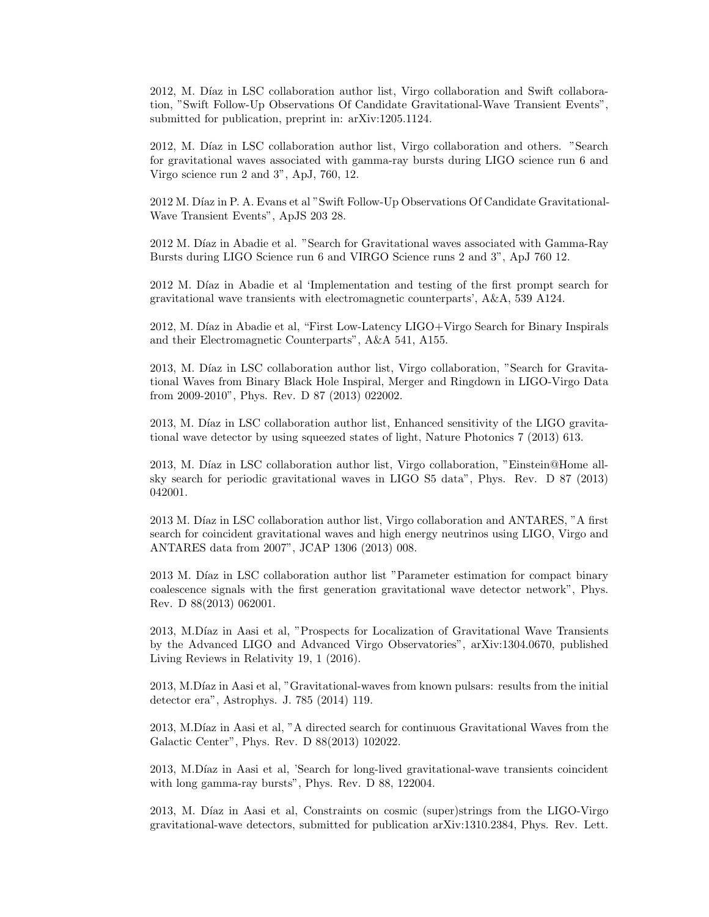2012, M. Díaz in LSC collaboration author list, Virgo collaboration and Swift collaboration, "Swift Follow-Up Observations Of Candidate Gravitational-Wave Transient Events", submitted for publication, preprint in: arXiv:1205.1124.

2012, M. Díaz in LSC collaboration author list, Virgo collaboration and others. "Search for gravitational waves associated with gamma-ray bursts during LIGO science run 6 and Virgo science run 2 and 3", ApJ, 760, 12.

2012 M. Díaz in P. A. Evans et al "Swift Follow-Up Observations Of Candidate Gravitational-Wave Transient Events", ApJS 203 28.

2012 M. Díaz in Abadie et al. "Search for Gravitational waves associated with Gamma-Ray Bursts during LIGO Science run 6 and VIRGO Science runs 2 and 3", ApJ 760 12.

2012 M. Díaz in Abadie et al 'Implementation and testing of the first prompt search for gravitational wave transients with electromagnetic counterparts', A&A, 539 A124.

2012, M. Díaz in Abadie et al, "First Low-Latency LIGO+Virgo Search for Binary Inspirals and their Electromagnetic Counterparts", A&A 541, A155.

2013, M. Díaz in LSC collaboration author list, Virgo collaboration, "Search for Gravitational Waves from Binary Black Hole Inspiral, Merger and Ringdown in LIGO-Virgo Data from 2009-2010", Phys. Rev. D 87 (2013) 022002.

2013, M. Díaz in LSC collaboration author list, Enhanced sensitivity of the LIGO gravitational wave detector by using squeezed states of light, Nature Photonics 7 (2013) 613.

2013, M. Díaz in LSC collaboration author list, Virgo collaboration, "Einstein@Home all-sky search for periodic gravitational waves in LIGO S5 data", Phys. Rev. D 87 (2013) 042001.

2013 M. Díaz in LSC collaboration author list, Virgo collaboration and ANTARES, "A first search for coincident gravitational waves and high energy neutrinos using LIGO, Virgo and ANTARES data from 2007", JCAP 1306 (2013) 008.

2013 M. Díaz in LSC collaboration author list "Parameter estimation for compact binary coalescence signals with the first generation gravitational wave detector network", Phys. Rev. D 88(2013) 062001.

2013, M.Díaz in Aasi et al, "Prospects for Localization of Gravitational Wave Transients by the Advanced LIGO and Advanced Virgo Observatories", arXiv:1304.0670, published Living Reviews in Relativity 19, 1 (2016).

2013, M.Díaz in Aasi et al, "Gravitational-waves from known pulsars: results from the initial detector era", Astrophys. J. 785 (2014) 119.

2013, M.Díaz in Aasi et al, "A directed search for continuous Gravitational Waves from the Galactic Center", Phys. Rev. D 88(2013) 102022.

2013, M.Díaz in Aasi et al, 'Search for long-lived gravitational-wave transients coincident with long gamma-ray bursts", Phys. Rev. D 88, 122004.

2013, M. Díaz in Aasi et al, Constraints on cosmic (super)strings from the LIGO-Virgo gravitational-wave detectors, submitted for publication arXiv:1310.2384, Phys. Rev. Lett.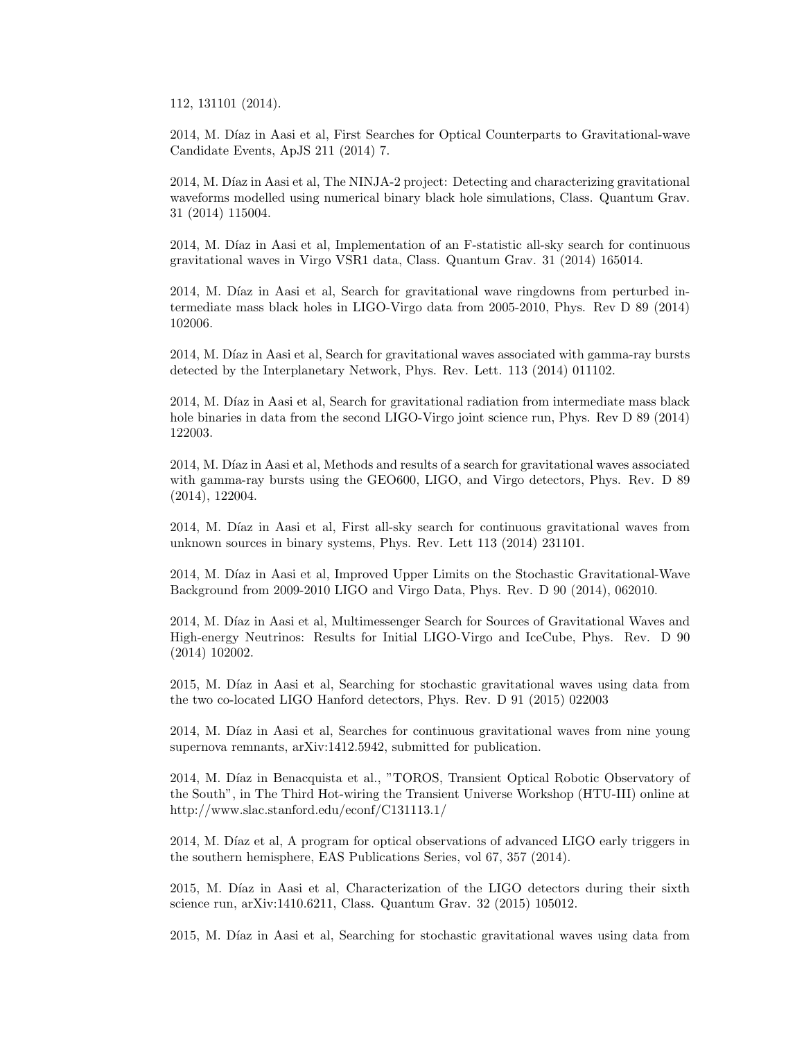112, 131101 (2014).

2014, M. Díaz in Aasi et al, First Searches for Optical Counterparts to Gravitational-wave Candidate Events, ApJS 211 (2014) 7.

2014, M. Díaz in Aasi et al, The NINJA-2 project: Detecting and characterizing gravitational waveforms modelled using numerical binary black hole simulations, Class. Quantum Grav. 31 (2014) 115004.

2014, M. Díaz in Aasi et al, Implementation of an F-statistic all-sky search for continuous gravitational waves in Virgo VSR1 data, Class. Quantum Grav. 31 (2014) 165014.

2014, M. Díaz in Aasi et al, Search for gravitational wave ringdowns from perturbed intermediate mass black holes in LIGO-Virgo data from 2005-2010, Phys. Rev D 89 (2014) 102006.

2014, M. Díaz in Aasi et al, Search for gravitational waves associated with gamma-ray bursts detected by the Interplanetary Network, Phys. Rev. Lett. 113 (2014) 011102.

2014, M. Díaz in Aasi et al, Search for gravitational radiation from intermediate mass black hole binaries in data from the second LIGO-Virgo joint science run, Phys. Rev D 89 (2014) 122003.

2014, M. Díaz in Aasi et al, Methods and results of a search for gravitational waves associated with gamma-ray bursts using the GEO600, LIGO, and Virgo detectors, Phys. Rev. D 89 (2014), 122004.

2014, M. Díaz in Aasi et al, First all-sky search for continuous gravitational waves from unknown sources in binary systems, Phys. Rev. Lett 113 (2014) 231101.

2014, M. Díaz in Aasi et al, Improved Upper Limits on the Stochastic Gravitational-Wave Background from 2009-2010 LIGO and Virgo Data, Phys. Rev. D 90 (2014), 062010.

2014, M. Díaz in Aasi et al, Multimessenger Search for Sources of Gravitational Waves and High-energy Neutrinos: Results for Initial LIGO-Virgo and IceCube, Phys. Rev. D 90 (2014) 102002.

2015, M. Díaz in Aasi et al, Searching for stochastic gravitational waves using data from the two co-located LIGO Hanford detectors, Phys. Rev. D 91 (2015) 022003

2014, M. Díaz in Aasi et al, Searches for continuous gravitational waves from nine young supernova remnants, arXiv:1412.5942, submitted for publication.

2014, M. Díaz in Benacquista et al., "TOROS, Transient Optical Robotic Observatory of the South", in The Third Hot-wiring the Transient Universe Workshop (HTU-III) online at http://www.slac.stanford.edu/econf/C131113.1/

2014, M. Díaz et al, A program for optical observations of advanced LIGO early triggers in the southern hemisphere, EAS Publications Series, vol 67, 357 (2014).

2015, M. Díaz in Aasi et al, Characterization of the LIGO detectors during their sixth science run, arXiv:1410.6211, Class. Quantum Grav. 32 (2015) 105012.

2015, M. Díaz in Aasi et al, Searching for stochastic gravitational waves using data from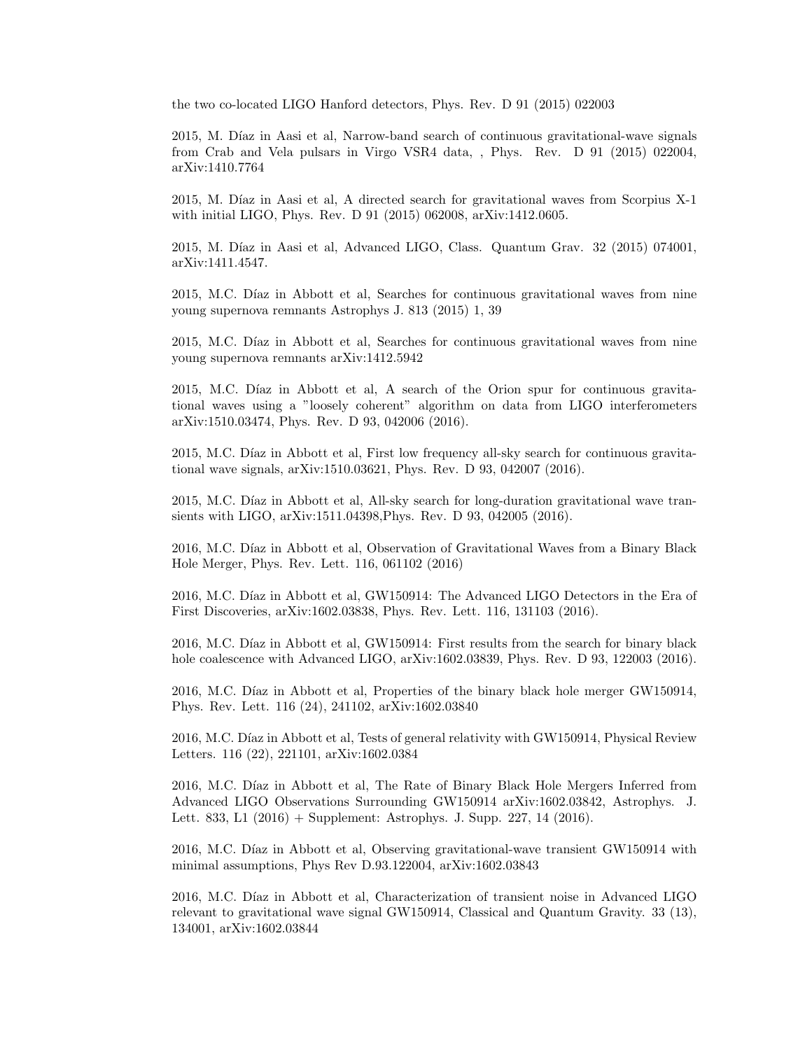the two co-located LIGO Hanford detectors, Phys. Rev. D 91 (2015) 022003

2015, M. Díaz in Aasi et al, Narrow-band search of continuous gravitational-wave signals from Crab and Vela pulsars in Virgo VSR4 data, , Phys. Rev. D 91 (2015) 022004, arXiv:1410.7764

2015, M. Díaz in Aasi et al, A directed search for gravitational waves from Scorpius X-1 with initial LIGO, Phys. Rev. D 91 (2015) 062008, arXiv:1412.0605.

2015, M. Díaz in Aasi et al, Advanced LIGO, Class. Quantum Grav. 32 (2015) 074001, arXiv:1411.4547.

2015, M.C. Díaz in Abbott et al, Searches for continuous gravitational waves from nine young supernova remnants Astrophys J. 813 (2015) 1, 39

2015, M.C. Díaz in Abbott et al, Searches for continuous gravitational waves from nine young supernova remnants arXiv:1412.5942

2015, M.C. Díaz in Abbott et al, A search of the Orion spur for continuous gravitational waves using a "loosely coherent" algorithm on data from LIGO interferometers arXiv:1510.03474, Phys. Rev. D 93, 042006 (2016).

2015, M.C. Díaz in Abbott et al, First low frequency all-sky search for continuous gravitational wave signals, arXiv:1510.03621, Phys. Rev. D 93, 042007 (2016).

2015, M.C. Díaz in Abbott et al, All-sky search for long-duration gravitational wave transients with LIGO, arXiv:1511.04398,Phys. Rev. D 93, 042005 (2016).

2016, M.C. Díaz in Abbott et al, Observation of Gravitational Waves from a Binary Black Hole Merger, Phys. Rev. Lett. 116, 061102 (2016)

2016, M.C. Díaz in Abbott et al, GW150914: The Advanced LIGO Detectors in the Era of First Discoveries, arXiv:1602.03838, Phys. Rev. Lett. 116, 131103 (2016).

2016, M.C. Díaz in Abbott et al, GW150914: First results from the search for binary black hole coalescence with Advanced LIGO, arXiv:1602.03839, Phys. Rev. D 93, 122003 (2016).

2016, M.C. Díaz in Abbott et al, Properties of the binary black hole merger GW150914, Phys. Rev. Lett. 116 (24), 241102, arXiv:1602.03840

2016, M.C. Díaz in Abbott et al, Tests of general relativity with GW150914, Physical Review Letters. 116 (22), 221101, arXiv:1602.0384

2016, M.C. Díaz in Abbott et al, The Rate of Binary Black Hole Mergers Inferred from Advanced LIGO Observations Surrounding GW150914 arXiv:1602.03842, Astrophys. J. Lett. 833, L1 (2016) + Supplement: Astrophys. J. Supp. 227, 14 (2016).

2016, M.C. Díaz in Abbott et al, Observing gravitational-wave transient GW150914 with minimal assumptions, Phys Rev D.93.122004, arXiv:1602.03843

2016, M.C. Díaz in Abbott et al, Characterization of transient noise in Advanced LIGO relevant to gravitational wave signal GW150914, Classical and Quantum Gravity. 33 (13), 134001, arXiv:1602.03844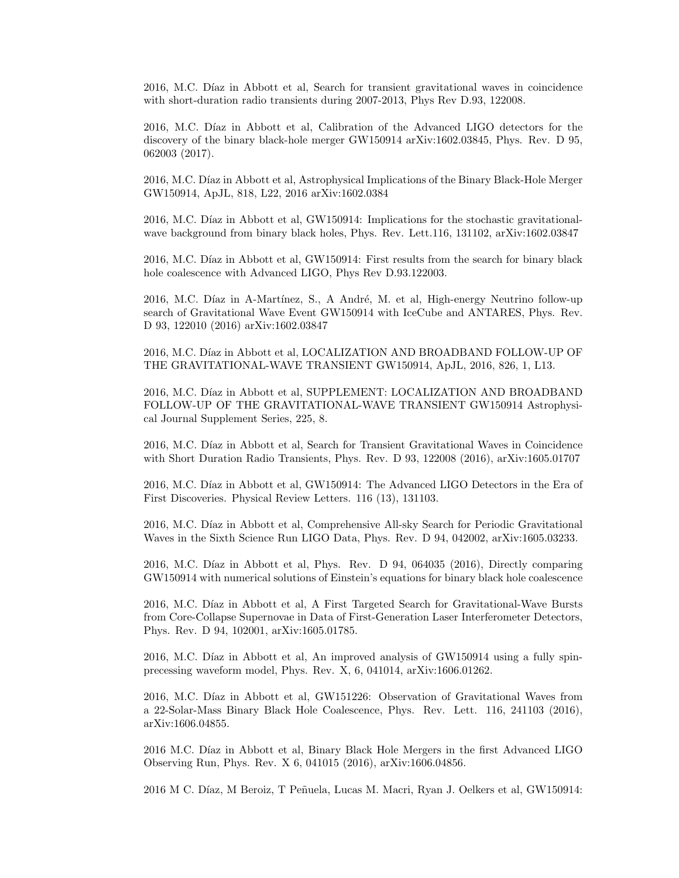2016, M.C. Díaz in Abbott et al, Search for transient gravitational waves in coincidence with short-duration radio transients during 2007-2013, Phys Rev D.93, 122008.

2016, M.C. Díaz in Abbott et al, Calibration of the Advanced LIGO detectors for the discovery of the binary black-hole merger GW150914 arXiv:1602.03845, Phys. Rev. D 95, 062003 (2017).

2016, M.C. Díaz in Abbott et al, Astrophysical Implications of the Binary Black-Hole Merger GW150914, ApJL, 818, L22, 2016 arXiv:1602.0384

2016, M.C. Díaz in Abbott et al, GW150914: Implications for the stochastic gravitational-wave background from binary black holes, Phys. Rev. Lett.116, 131102, arXiv:1602.03847

2016, M.C. Díaz in Abbott et al, GW150914: First results from the search for binary black hole coalescence with Advanced LIGO, Phys Rev D.93.122003.

2016, M.C. Díaz in A-Martínez, S., A André, M. et al, High-energy Neutrino follow-up search of Gravitational Wave Event GW150914 with IceCube and ANTARES, Phys. Rev. D 93, 122010 (2016) arXiv:1602.03847

2016, M.C. Díaz in Abbott et al, LOCALIZATION AND BROADBAND FOLLOW-UP OF THE GRAVITATIONAL-WAVE TRANSIENT GW150914, ApJL, 2016, 826, 1, L13.

2016, M.C. Díaz in Abbott et al, SUPPLEMENT: LOCALIZATION AND BROADBAND FOLLOW-UP OF THE GRAVITATIONAL-WAVE TRANSIENT GW150914 Astrophysical Journal Supplement Series, 225, 8.

2016, M.C. Díaz in Abbott et al, Search for Transient Gravitational Waves in Coincidence with Short Duration Radio Transients, Phys. Rev. D 93, 122008 (2016), arXiv:1605.01707

2016, M.C. Díaz in Abbott et al, GW150914: The Advanced LIGO Detectors in the Era of First Discoveries. Physical Review Letters. 116 (13), 131103.

2016, M.C. Díaz in Abbott et al, Comprehensive All-sky Search for Periodic Gravitational Waves in the Sixth Science Run LIGO Data, Phys. Rev. D 94, 042002, arXiv:1605.03233.

2016, M.C. Díaz in Abbott et al, Phys. Rev. D 94, 064035 (2016), Directly comparing GW150914 with numerical solutions of Einstein's equations for binary black hole coalescence

2016, M.C. Díaz in Abbott et al, A First Targeted Search for Gravitational-Wave Bursts from Core-Collapse Supernovae in Data of First-Generation Laser Interferometer Detectors, Phys. Rev. D 94, 102001, arXiv:1605.01785.

2016, M.C. Díaz in Abbott et al, An improved analysis of GW150914 using a fully spin-precessing waveform model, Phys. Rev. X, 6, 041014, arXiv:1606.01262.

2016, M.C. Díaz in Abbott et al, GW151226: Observation of Gravitational Waves from a 22-Solar-Mass Binary Black Hole Coalescence, Phys. Rev. Lett. 116, 241103 (2016), arXiv:1606.04855.

2016 M.C. Díaz in Abbott et al, Binary Black Hole Mergers in the first Advanced LIGO Observing Run, Phys. Rev. X 6, 041015 (2016), arXiv:1606.04856.

2016 M C. Díaz, M Beroiz, T Peñuela, Lucas M. Macri, Ryan J. Oelkers et al, GW150914: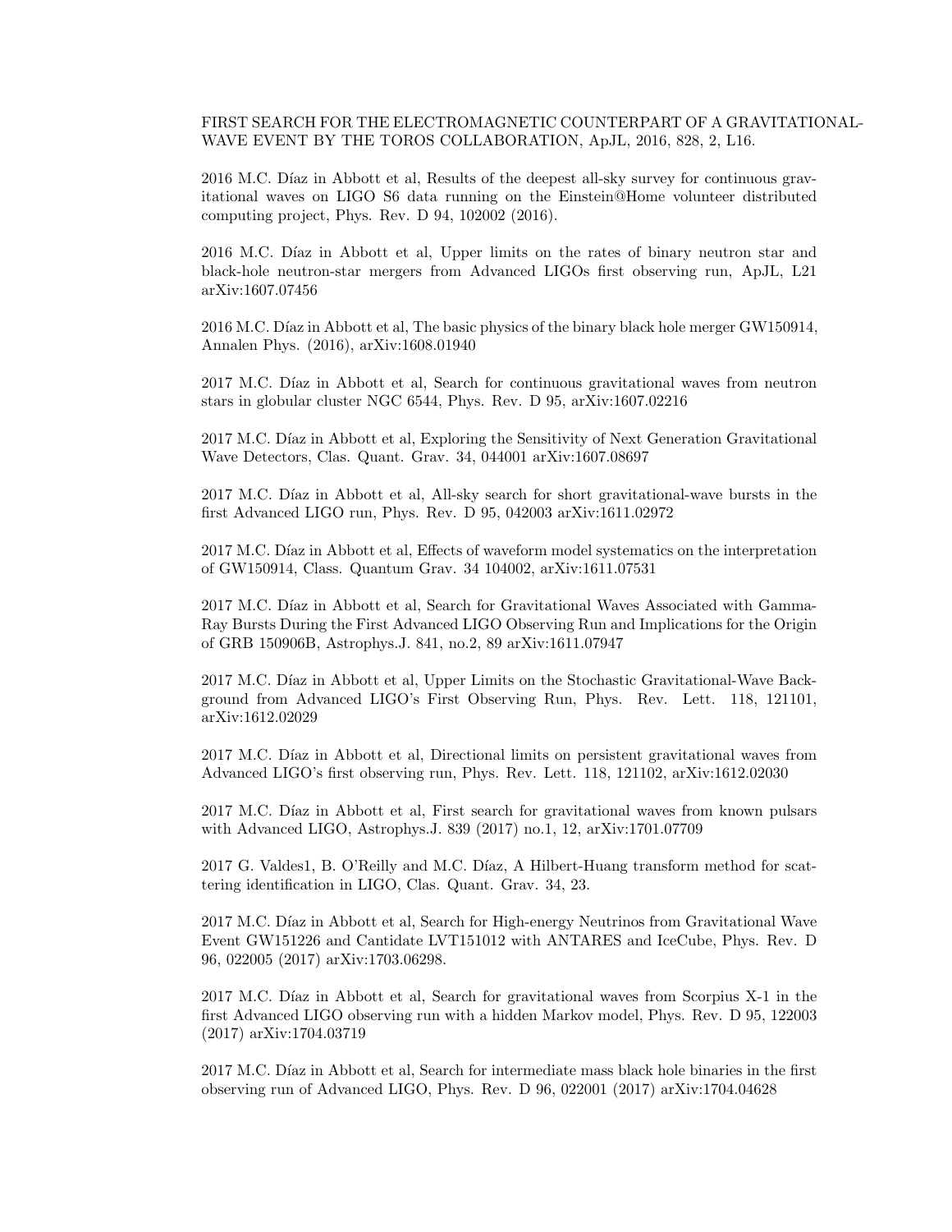FIRST SEARCH FOR THE ELECTROMAGNETIC COUNTERPART OF A GRAVITATIONAL-WAVE EVENT BY THE TOROS COLLABORATION, ApJL, 2016, 828, 2, L16.

2016 M.C. Díaz in Abbott et al, Results of the deepest all-sky survey for continuous gravitational waves on LIGO S6 data running on the Einstein@Home volunteer distributed computing project, Phys. Rev. D 94, 102002 (2016).

2016 M.C. Díaz in Abbott et al, Upper limits on the rates of binary neutron star and black-hole neutron-star mergers from Advanced LIGOs first observing run, ApJL, L21 arXiv:1607.07456

2016 M.C. Díaz in Abbott et al, The basic physics of the binary black hole merger GW150914, Annalen Phys. (2016), arXiv:1608.01940

2017 M.C. Díaz in Abbott et al, Search for continuous gravitational waves from neutron stars in globular cluster NGC 6544, Phys. Rev. D 95, arXiv:1607.02216

2017 M.C. Díaz in Abbott et al, Exploring the Sensitivity of Next Generation Gravitational Wave Detectors, Clas. Quant. Grav. 34, 044001 arXiv:1607.08697

2017 M.C. Díaz in Abbott et al, All-sky search for short gravitational-wave bursts in the first Advanced LIGO run, Phys. Rev. D 95, 042003 arXiv:1611.02972

2017 M.C. Díaz in Abbott et al, Effects of waveform model systematics on the interpretation of GW150914, Class. Quantum Grav. 34 104002, arXiv:1611.07531

2017 M.C. Díaz in Abbott et al, Search for Gravitational Waves Associated with Gamma-Ray Bursts During the First Advanced LIGO Observing Run and Implications for the Origin of GRB 150906B, Astrophys.J. 841, no.2, 89 arXiv:1611.07947

2017 M.C. Díaz in Abbott et al, Upper Limits on the Stochastic Gravitational-Wave Background from Advanced LIGO's First Observing Run, Phys. Rev. Lett. 118, 121101, arXiv:1612.02029

2017 M.C. Díaz in Abbott et al, Directional limits on persistent gravitational waves from Advanced LIGO's first observing run, Phys. Rev. Lett. 118, 121102, arXiv:1612.02030

2017 M.C. Díaz in Abbott et al, First search for gravitational waves from known pulsars with Advanced LIGO, Astrophys.J. 839 (2017) no.1, 12, arXiv:1701.07709

2017 G. Valdes1, B. O'Reilly and M.C. Díaz, A Hilbert-Huang transform method for scattering identification in LIGO, Clas. Quant. Grav. 34, 23.

2017 M.C. Díaz in Abbott et al, Search for High-energy Neutrinos from Gravitational Wave Event GW151226 and Cantidate LVT151012 with ANTARES and IceCube, Phys. Rev. D 96, 022005 (2017) arXiv:1703.06298.

2017 M.C. Díaz in Abbott et al, Search for gravitational waves from Scorpius X-1 in the first Advanced LIGO observing run with a hidden Markov model, Phys. Rev. D 95, 122003 (2017) arXiv:1704.03719

2017 M.C. Díaz in Abbott et al, Search for intermediate mass black hole binaries in the first observing run of Advanced LIGO, Phys. Rev. D 96, 022001 (2017) arXiv:1704.04628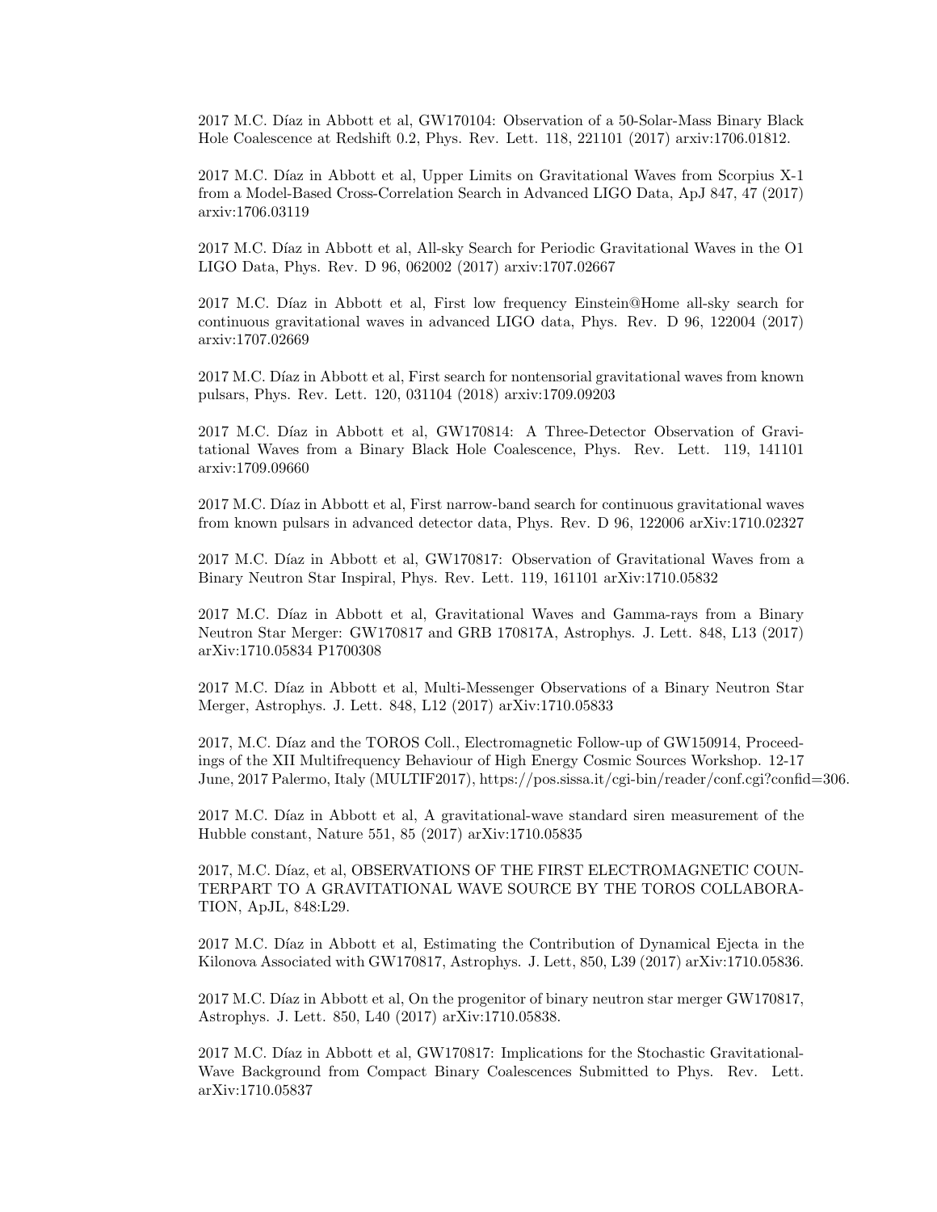2017 M.C. Díaz in Abbott et al, GW170104: Observation of a 50-Solar-Mass Binary Black Hole Coalescence at Redshift 0.2, Phys. Rev. Lett. 118, 221101 (2017) arxiv:1706.01812.

2017 M.C. Díaz in Abbott et al, Upper Limits on Gravitational Waves from Scorpius X-1 from a Model-Based Cross-Correlation Search in Advanced LIGO Data, ApJ 847, 47 (2017) arxiv:1706.03119

2017 M.C. Díaz in Abbott et al, All-sky Search for Periodic Gravitational Waves in the O1 LIGO Data, Phys. Rev. D 96, 062002 (2017) arxiv:1707.02667

2017 M.C. Díaz in Abbott et al, First low frequency Einstein@Home all-sky search for continuous gravitational waves in advanced LIGO data, Phys. Rev. D 96, 122004 (2017) arxiv:1707.02669

2017 M.C. Díaz in Abbott et al, First search for nontensorial gravitational waves from known pulsars, Phys. Rev. Lett. 120, 031104 (2018) arxiv:1709.09203

2017 M.C. Díaz in Abbott et al, GW170814: A Three-Detector Observation of Gravitational Waves from a Binary Black Hole Coalescence, Phys. Rev. Lett. 119, 141101 arxiv:1709.09660

2017 M.C. Díaz in Abbott et al, First narrow-band search for continuous gravitational waves from known pulsars in advanced detector data, Phys. Rev. D 96, 122006 arXiv:1710.02327

2017 M.C. Díaz in Abbott et al, GW170817: Observation of Gravitational Waves from a Binary Neutron Star Inspiral, Phys. Rev. Lett. 119, 161101 arXiv:1710.05832

2017 M.C. Díaz in Abbott et al, Gravitational Waves and Gamma-rays from a Binary Neutron Star Merger: GW170817 and GRB 170817A, Astrophys. J. Lett. 848, L13 (2017) arXiv:1710.05834 P1700308

2017 M.C. Díaz in Abbott et al, Multi-Messenger Observations of a Binary Neutron Star Merger, Astrophys. J. Lett. 848, L12 (2017) arXiv:1710.05833

2017, M.C. Díaz and the TOROS Coll., Electromagnetic Follow-up of GW150914, Proceedings of the XII Multifrequency Behaviour of High Energy Cosmic Sources Workshop. 12-17 June, 2017 Palermo, Italy (MULTIF2017), https://pos.sissa.it/cgi-bin/reader/conf.cgi?confid=306.

2017 M.C. Díaz in Abbott et al, A gravitational-wave standard siren measurement of the Hubble constant, Nature 551, 85 (2017) arXiv:1710.05835

2017, M.C. Díaz, et al, OBSERVATIONS OF THE FIRST ELECTROMAGNETIC COUNTERPART TO A GRAVITATIONAL WAVE SOURCE BY THE TOROS COLLABORATION, ApJL, 848:L29.

2017 M.C. Díaz in Abbott et al, Estimating the Contribution of Dynamical Ejecta in the Kilonova Associated with GW170817, Astrophys. J. Lett, 850, L39 (2017) arXiv:1710.05836.

2017 M.C. Díaz in Abbott et al, On the progenitor of binary neutron star merger GW170817, Astrophys. J. Lett. 850, L40 (2017) arXiv:1710.05838.

2017 M.C. Díaz in Abbott et al, GW170817: Implications for the Stochastic Gravitational-Wave Background from Compact Binary Coalescences Submitted to Phys. Rev. Lett. arXiv:1710.05837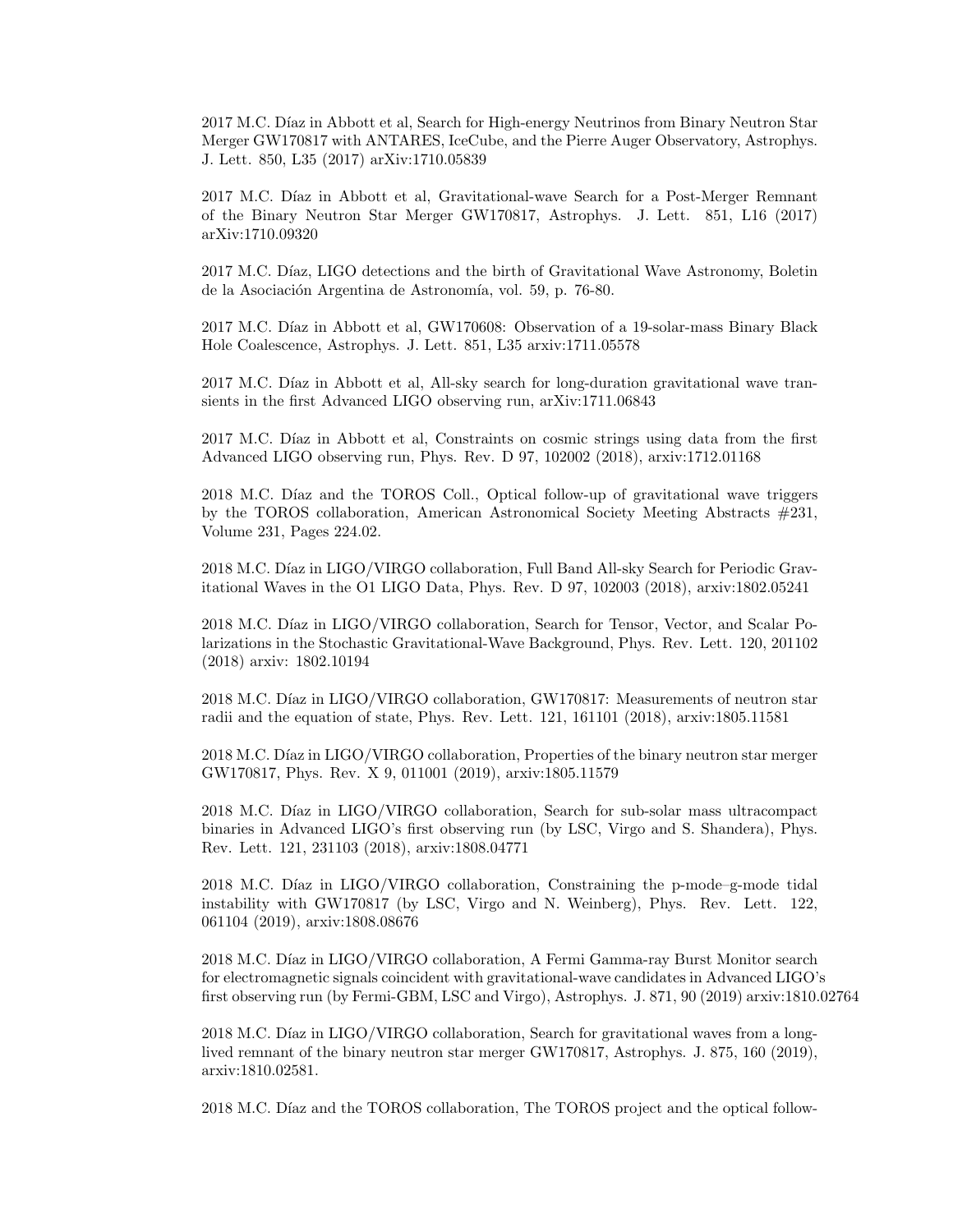2017 M.C. Díaz in Abbott et al, Search for High-energy Neutrinos from Binary Neutron Star Merger GW170817 with ANTARES, IceCube, and the Pierre Auger Observatory, Astrophys. J. Lett. 850, L35 (2017) arXiv:1710.05839

2017 M.C. Díaz in Abbott et al, Gravitational-wave Search for a Post-Merger Remnant of the Binary Neutron Star Merger GW170817, Astrophys. J. Lett. 851, L16 (2017) arXiv:1710.09320

2017 M.C. Díaz, LIGO detections and the birth of Gravitational Wave Astronomy, Boletin de la Asociación Argentina de Astronomía, vol. 59, p. 76-80.

2017 M.C. Díaz in Abbott et al, GW170608: Observation of a 19-solar-mass Binary Black Hole Coalescence, Astrophys. J. Lett. 851, L35 arxiv:1711.05578

2017 M.C. Díaz in Abbott et al, All-sky search for long-duration gravitational wave transients in the first Advanced LIGO observing run, arXiv:1711.06843

2017 M.C. Díaz in Abbott et al, Constraints on cosmic strings using data from the first Advanced LIGO observing run, Phys. Rev. D 97, 102002 (2018), arxiv:1712.01168

2018 M.C. Díaz and the TOROS Coll., Optical follow-up of gravitational wave triggers by the TOROS collaboration, American Astronomical Society Meeting Abstracts #231, Volume 231, Pages 224.02.

2018 M.C. Díaz in LIGO/VIRGO collaboration, Full Band All-sky Search for Periodic Gravitational Waves in the O1 LIGO Data, Phys. Rev. D 97, 102003 (2018), arxiv:1802.05241

2018 M.C. Díaz in LIGO/VIRGO collaboration, Search for Tensor, Vector, and Scalar Polarizations in the Stochastic Gravitational-Wave Background, Phys. Rev. Lett. 120, 201102 (2018) arxiv: 1802.10194

2018 M.C. Díaz in LIGO/VIRGO collaboration, GW170817: Measurements of neutron star radii and the equation of state, Phys. Rev. Lett. 121, 161101 (2018), arxiv:1805.11581

2018 M.C. Díaz in LIGO/VIRGO collaboration, Properties of the binary neutron star merger GW170817, Phys. Rev. X 9, 011001 (2019), arxiv:1805.11579

2018 M.C. Díaz in LIGO/VIRGO collaboration, Search for sub-solar mass ultracompact binaries in Advanced LIGO's first observing run (by LSC, Virgo and S. Shandera), Phys. Rev. Lett. 121, 231103 (2018), arxiv:1808.04771

2018 M.C. Díaz in LIGO/VIRGO collaboration, Constraining the p-mode–g-mode tidal instability with GW170817 (by LSC, Virgo and N. Weinberg), Phys. Rev. Lett. 122, 061104 (2019), arxiv:1808.08676

2018 M.C. Díaz in LIGO/VIRGO collaboration, A Fermi Gamma-ray Burst Monitor search for electromagnetic signals coincident with gravitational-wave candidates in Advanced LIGO's first observing run (by Fermi-GBM, LSC and Virgo), Astrophys. J. 871, 90 (2019) arxiv:1810.02764

2018 M.C. Díaz in LIGO/VIRGO collaboration, Search for gravitational waves from a long-lived remnant of the binary neutron star merger GW170817, Astrophys. J. 875, 160 (2019), arxiv:1810.02581.

2018 M.C. Díaz and the TOROS collaboration, The TOROS project and the optical follow-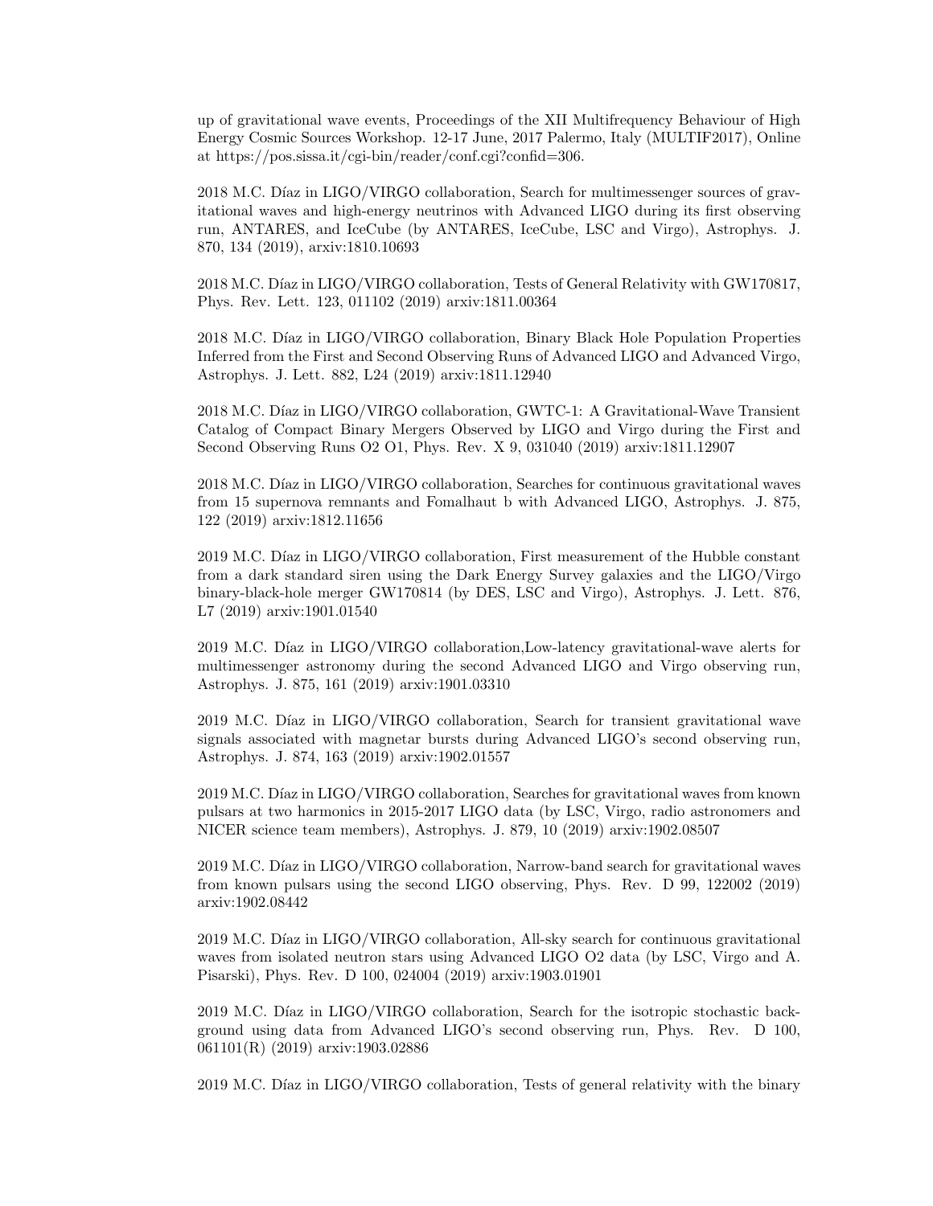up of gravitational wave events, Proceedings of the XII Multifrequency Behaviour of High Energy Cosmic Sources Workshop. 12-17 June, 2017 Palermo, Italy (MULTIF2017), Online at https://pos.sissa.it/cgi-bin/reader/conf.cgi?confid=306.

2018 M.C. Díaz in LIGO/VIRGO collaboration, Search for multimessenger sources of gravitational waves and high-energy neutrinos with Advanced LIGO during its first observing run, ANTARES, and IceCube (by ANTARES, IceCube, LSC and Virgo), Astrophys. J. 870, 134 (2019), arxiv:1810.10693

2018 M.C. Díaz in LIGO/VIRGO collaboration, Tests of General Relativity with GW170817, Phys. Rev. Lett. 123, 011102 (2019) arxiv:1811.00364

2018 M.C. Díaz in LIGO/VIRGO collaboration, Binary Black Hole Population Properties Inferred from the First and Second Observing Runs of Advanced LIGO and Advanced Virgo, Astrophys. J. Lett. 882, L24 (2019) arxiv:1811.12940

2018 M.C. Díaz in LIGO/VIRGO collaboration, GWTC-1: A Gravitational-Wave Transient Catalog of Compact Binary Mergers Observed by LIGO and Virgo during the First and Second Observing Runs O2 O1, Phys. Rev. X 9, 031040 (2019) arxiv:1811.12907

2018 M.C. Díaz in LIGO/VIRGO collaboration, Searches for continuous gravitational waves from 15 supernova remnants and Fomalhaut b with Advanced LIGO, Astrophys. J. 875, 122 (2019) arxiv:1812.11656

2019 M.C. Díaz in LIGO/VIRGO collaboration, First measurement of the Hubble constant from a dark standard siren using the Dark Energy Survey galaxies and the LIGO/Virgo binary-black-hole merger GW170814 (by DES, LSC and Virgo), Astrophys. J. Lett. 876, L7 (2019) arxiv:1901.01540

2019 M.C. Díaz in LIGO/VIRGO collaboration,Low-latency gravitational-wave alerts for multimessenger astronomy during the second Advanced LIGO and Virgo observing run, Astrophys. J. 875, 161 (2019) arxiv:1901.03310

2019 M.C. Díaz in LIGO/VIRGO collaboration, Search for transient gravitational wave signals associated with magnetar bursts during Advanced LIGO's second observing run, Astrophys. J. 874, 163 (2019) arxiv:1902.01557

2019 M.C. Díaz in LIGO/VIRGO collaboration, Searches for gravitational waves from known pulsars at two harmonics in 2015-2017 LIGO data (by LSC, Virgo, radio astronomers and NICER science team members), Astrophys. J. 879, 10 (2019) arxiv:1902.08507

2019 M.C. Díaz in LIGO/VIRGO collaboration, Narrow-band search for gravitational waves from known pulsars using the second LIGO observing, Phys. Rev. D 99, 122002 (2019) arxiv:1902.08442

2019 M.C. Díaz in LIGO/VIRGO collaboration, All-sky search for continuous gravitational waves from isolated neutron stars using Advanced LIGO O2 data (by LSC, Virgo and A. Pisarski), Phys. Rev. D 100, 024004 (2019) arxiv:1903.01901

2019 M.C. Díaz in LIGO/VIRGO collaboration, Search for the isotropic stochastic background using data from Advanced LIGO's second observing run, Phys. Rev. D 100, 061101(R) (2019) arxiv:1903.02886

2019 M.C. Díaz in LIGO/VIRGO collaboration, Tests of general relativity with the binary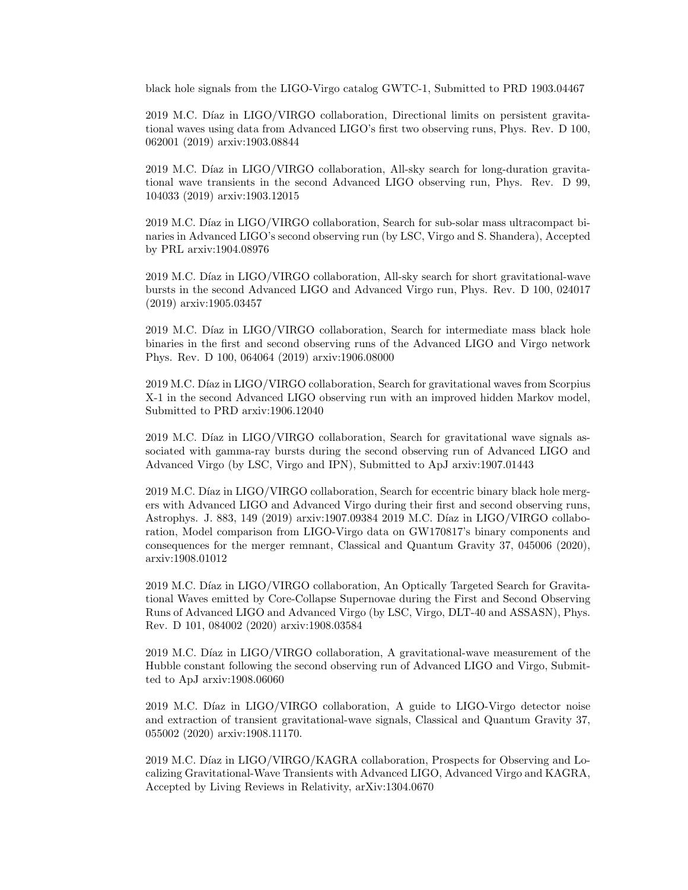black hole signals from the LIGO-Virgo catalog GWTC-1, Submitted to PRD 1903.04467

2019 M.C. Díaz in LIGO/VIRGO collaboration, Directional limits on persistent gravitational waves using data from Advanced LIGO's first two observing runs, Phys. Rev. D 100, 062001 (2019) arxiv:1903.08844

2019 M.C. Díaz in LIGO/VIRGO collaboration, All-sky search for long-duration gravitational wave transients in the second Advanced LIGO observing run, Phys. Rev. D 99, 104033 (2019) arxiv:1903.12015

2019 M.C. Díaz in LIGO/VIRGO collaboration, Search for sub-solar mass ultracompact binaries in Advanced LIGO's second observing run (by LSC, Virgo and S. Shandera), Accepted by PRL arxiv:1904.08976

2019 M.C. Díaz in LIGO/VIRGO collaboration, All-sky search for short gravitational-wave bursts in the second Advanced LIGO and Advanced Virgo run, Phys. Rev. D 100, 024017 (2019) arxiv:1905.03457

2019 M.C. Díaz in LIGO/VIRGO collaboration, Search for intermediate mass black hole binaries in the first and second observing runs of the Advanced LIGO and Virgo network Phys. Rev. D 100, 064064 (2019) arxiv:1906.08000

2019 M.C. Díaz in LIGO/VIRGO collaboration, Search for gravitational waves from Scorpius X-1 in the second Advanced LIGO observing run with an improved hidden Markov model, Submitted to PRD arxiv:1906.12040

2019 M.C. Díaz in LIGO/VIRGO collaboration, Search for gravitational wave signals associated with gamma-ray bursts during the second observing run of Advanced LIGO and Advanced Virgo (by LSC, Virgo and IPN), Submitted to ApJ arxiv:1907.01443

2019 M.C. Díaz in LIGO/VIRGO collaboration, Search for eccentric binary black hole mergers with Advanced LIGO and Advanced Virgo during their first and second observing runs, Astrophys. J. 883, 149 (2019) arxiv:1907.09384 2019 M.C. Díaz in LIGO/VIRGO collaboration, Model comparison from LIGO-Virgo data on GW170817's binary components and consequences for the merger remnant, Classical and Quantum Gravity 37, 045006 (2020), arxiv:1908.01012

2019 M.C. Díaz in LIGO/VIRGO collaboration, An Optically Targeted Search for Gravitational Waves emitted by Core-Collapse Supernovae during the First and Second Observing Runs of Advanced LIGO and Advanced Virgo (by LSC, Virgo, DLT-40 and ASSASN), Phys. Rev. D 101, 084002 (2020) arxiv:1908.03584

2019 M.C. Díaz in LIGO/VIRGO collaboration, A gravitational-wave measurement of the Hubble constant following the second observing run of Advanced LIGO and Virgo, Submitted to ApJ arxiv:1908.06060

2019 M.C. Díaz in LIGO/VIRGO collaboration, A guide to LIGO-Virgo detector noise and extraction of transient gravitational-wave signals, Classical and Quantum Gravity 37, 055002 (2020) arxiv:1908.11170.

2019 M.C. Díaz in LIGO/VIRGO/KAGRA collaboration, Prospects for Observing and Localizing Gravitational-Wave Transients with Advanced LIGO, Advanced Virgo and KAGRA, Accepted by Living Reviews in Relativity, arXiv:1304.0670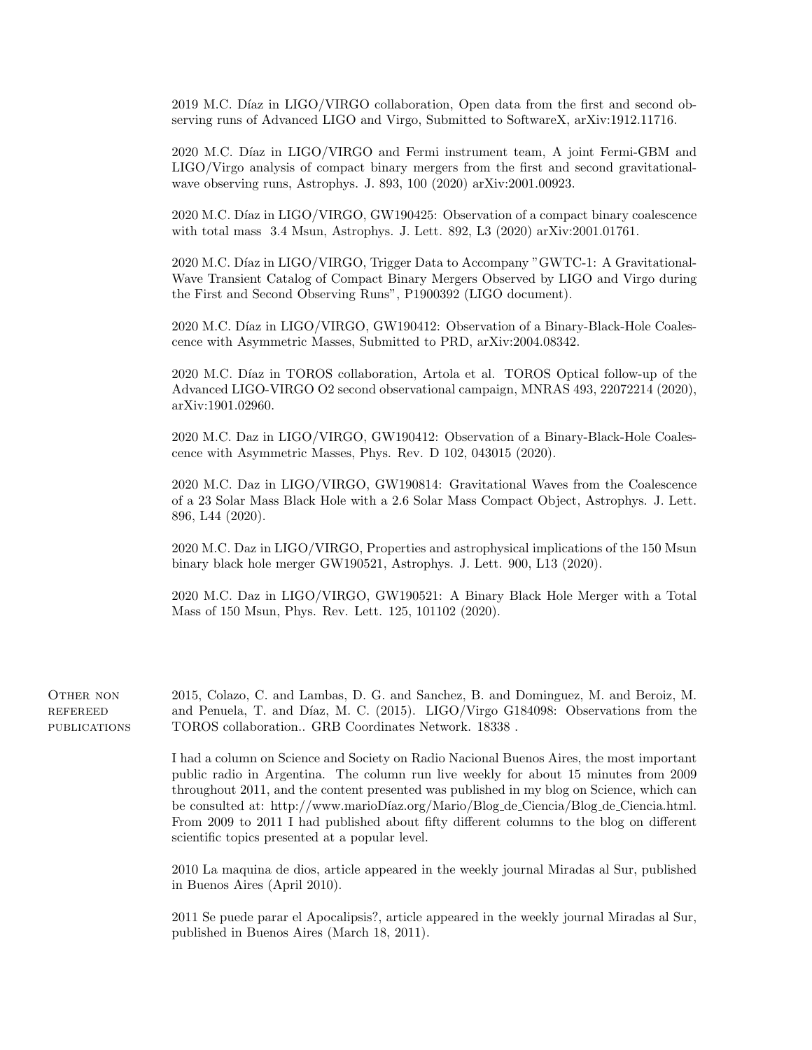2019 M.C. Díaz in LIGO/VIRGO collaboration, Open data from the first and second observing runs of Advanced LIGO and Virgo, Submitted to SoftwareX, arXiv:1912.11716.

2020 M.C. Díaz in LIGO/VIRGO and Fermi instrument team, A joint Fermi-GBM and LIGO/Virgo analysis of compact binary mergers from the first and second gravitational-wave observing runs, Astrophys. J. 893, 100 (2020) arXiv:2001.00923.

2020 M.C. Díaz in LIGO/VIRGO, GW190425: Observation of a compact binary coalescence with total mass 3.4 Msun, Astrophys. J. Lett. 892, L3 (2020) arXiv:2001.01761.

2020 M.C. Díaz in LIGO/VIRGO, Trigger Data to Accompany "GWTC-1: A Gravitational-Wave Transient Catalog of Compact Binary Mergers Observed by LIGO and Virgo during the First and Second Observing Runs", P1900392 (LIGO document).

2020 M.C. Díaz in LIGO/VIRGO, GW190412: Observation of a Binary-Black-Hole Coalescence with Asymmetric Masses, Submitted to PRD, arXiv:2004.08342.

2020 M.C. Díaz in TOROS collaboration, Artola et al. TOROS Optical follow-up of the Advanced LIGO-VIRGO O2 second observational campaign, MNRAS 493, 22072214 (2020), arXiv:1901.02960.

2020 M.C. Daz in LIGO/VIRGO, GW190412: Observation of a Binary-Black-Hole Coalescence with Asymmetric Masses, Phys. Rev. D 102, 043015 (2020).

2020 M.C. Daz in LIGO/VIRGO, GW190814: Gravitational Waves from the Coalescence of a 23 Solar Mass Black Hole with a 2.6 Solar Mass Compact Object, Astrophys. J. Lett. 896, L44 (2020).

2020 M.C. Daz in LIGO/VIRGO, Properties and astrophysical implications of the 150 Msun binary black hole merger GW190521, Astrophys. J. Lett. 900, L13 (2020).

2020 M.C. Daz in LIGO/VIRGO, GW190521: A Binary Black Hole Merger with a Total Mass of 150 Msun, Phys. Rev. Lett. 125, 101102 (2020).

## Other non refereed publications

2015, Colazo, C. and Lambas, D. G. and Sanchez, B. and Dominguez, M. and Beroiz, M. and Penuela, T. and Díaz, M. C. (2015). LIGO/Virgo G184098: Observations from the TOROS collaboration.. GRB Coordinates Network. 18338 .

I had a column on Science and Society on Radio Nacional Buenos Aires, the most important public radio in Argentina. The column run live weekly for about 15 minutes from 2009 throughout 2011, and the content presented was published in my blog on Science, which can be consulted at: http://www.marioDíaz.org/Mario/Blog_de_Ciencia/Blog_de_Ciencia.html. From 2009 to 2011 I had published about fifty different columns to the blog on different scientific topics presented at a popular level.

2010 La maquina de dios, article appeared in the weekly journal Miradas al Sur, published in Buenos Aires (April 2010).

2011 Se puede parar el Apocalipsis?, article appeared in the weekly journal Miradas al Sur, published in Buenos Aires (March 18, 2011).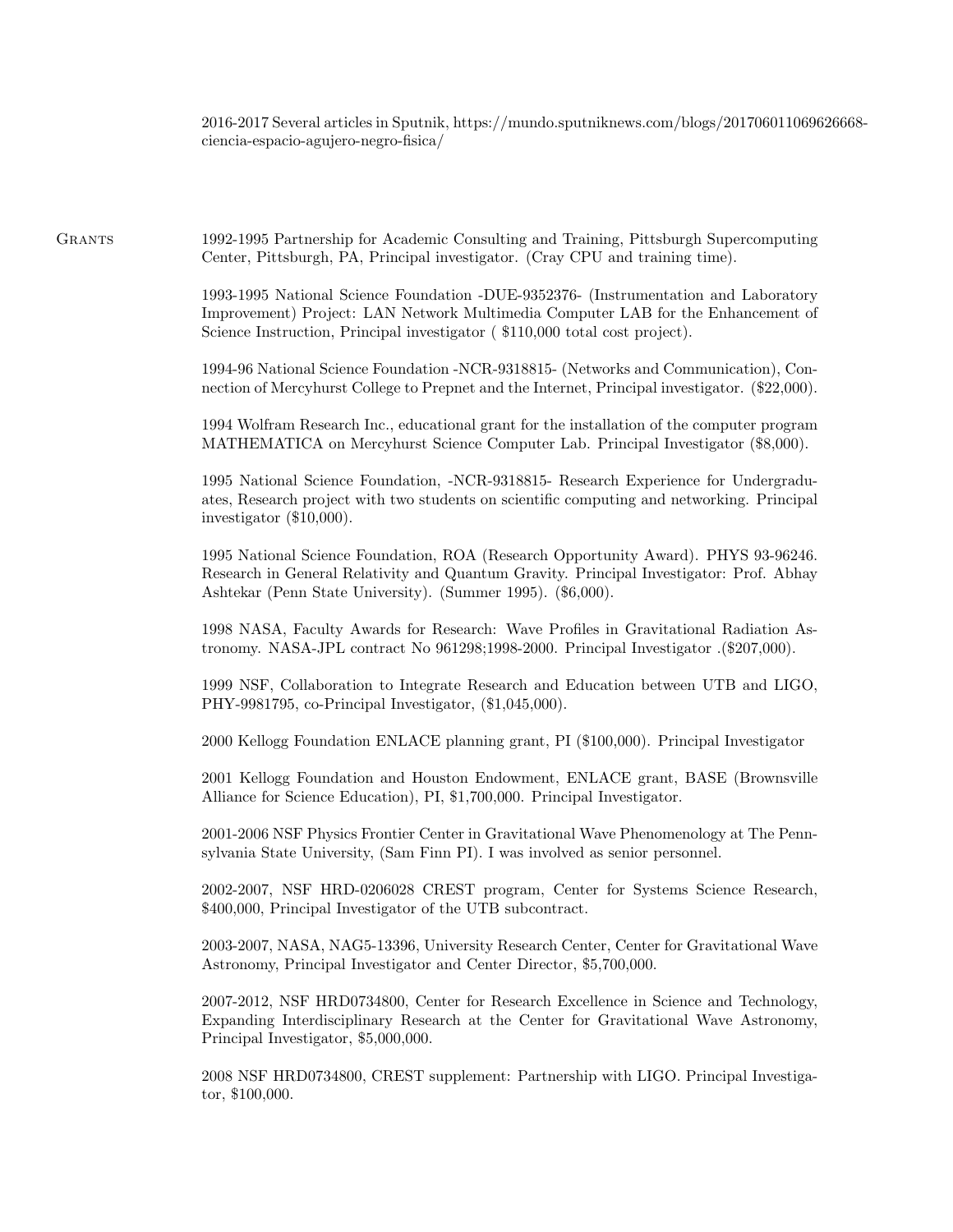2016-2017 Several articles in Sputnik, https://mundo.sputniknews.com/blogs/201706011069626668-ciencia-espacio-agujero-negro-fisica/

## Grants

1992-1995 Partnership for Academic Consulting and Training, Pittsburgh Supercomputing Center, Pittsburgh, PA, Principal investigator. (Cray CPU and training time).

1993-1995 National Science Foundation -DUE-9352376- (Instrumentation and Laboratory Improvement) Project: LAN Network Multimedia Computer LAB for the Enhancement of Science Instruction, Principal investigator ( $110,000 total cost project).

1994-96 National Science Foundation -NCR-9318815- (Networks and Communication), Connection of Mercyhurst College to Prepnet and the Internet, Principal investigator. ($22,000).

1994 Wolfram Research Inc., educational grant for the installation of the computer program MATHEMATICA on Mercyhurst Science Computer Lab. Principal Investigator ($8,000).

1995 National Science Foundation, -NCR-9318815- Research Experience for Undergraduates, Research project with two students on scientific computing and networking. Principal investigator ($10,000).

1995 National Science Foundation, ROA (Research Opportunity Award). PHYS 93-96246. Research in General Relativity and Quantum Gravity. Principal Investigator: Prof. Abhay Ashtekar (Penn State University). (Summer 1995). ($6,000).

1998 NASA, Faculty Awards for Research: Wave Profiles in Gravitational Radiation Astronomy. NASA-JPL contract No 961298;1998-2000. Principal Investigator .($207,000).

1999 NSF, Collaboration to Integrate Research and Education between UTB and LIGO, PHY-9981795, co-Principal Investigator, ($1,045,000).

2000 Kellogg Foundation ENLACE planning grant, PI ($100,000). Principal Investigator

2001 Kellogg Foundation and Houston Endowment, ENLACE grant, BASE (Brownsville Alliance for Science Education), PI, $1,700,000. Principal Investigator.

2001-2006 NSF Physics Frontier Center in Gravitational Wave Phenomenology at The Pennsylvania State University, (Sam Finn PI). I was involved as senior personnel.

2002-2007, NSF HRD-0206028 CREST program, Center for Systems Science Research, $400,000, Principal Investigator of the UTB subcontract.

2003-2007, NASA, NAG5-13396, University Research Center, Center for Gravitational Wave Astronomy, Principal Investigator and Center Director, $5,700,000.

2007-2012, NSF HRD0734800, Center for Research Excellence in Science and Technology, Expanding Interdisciplinary Research at the Center for Gravitational Wave Astronomy, Principal Investigator, $5,000,000.

2008 NSF HRD0734800, CREST supplement: Partnership with LIGO. Principal Investigator, $100,000.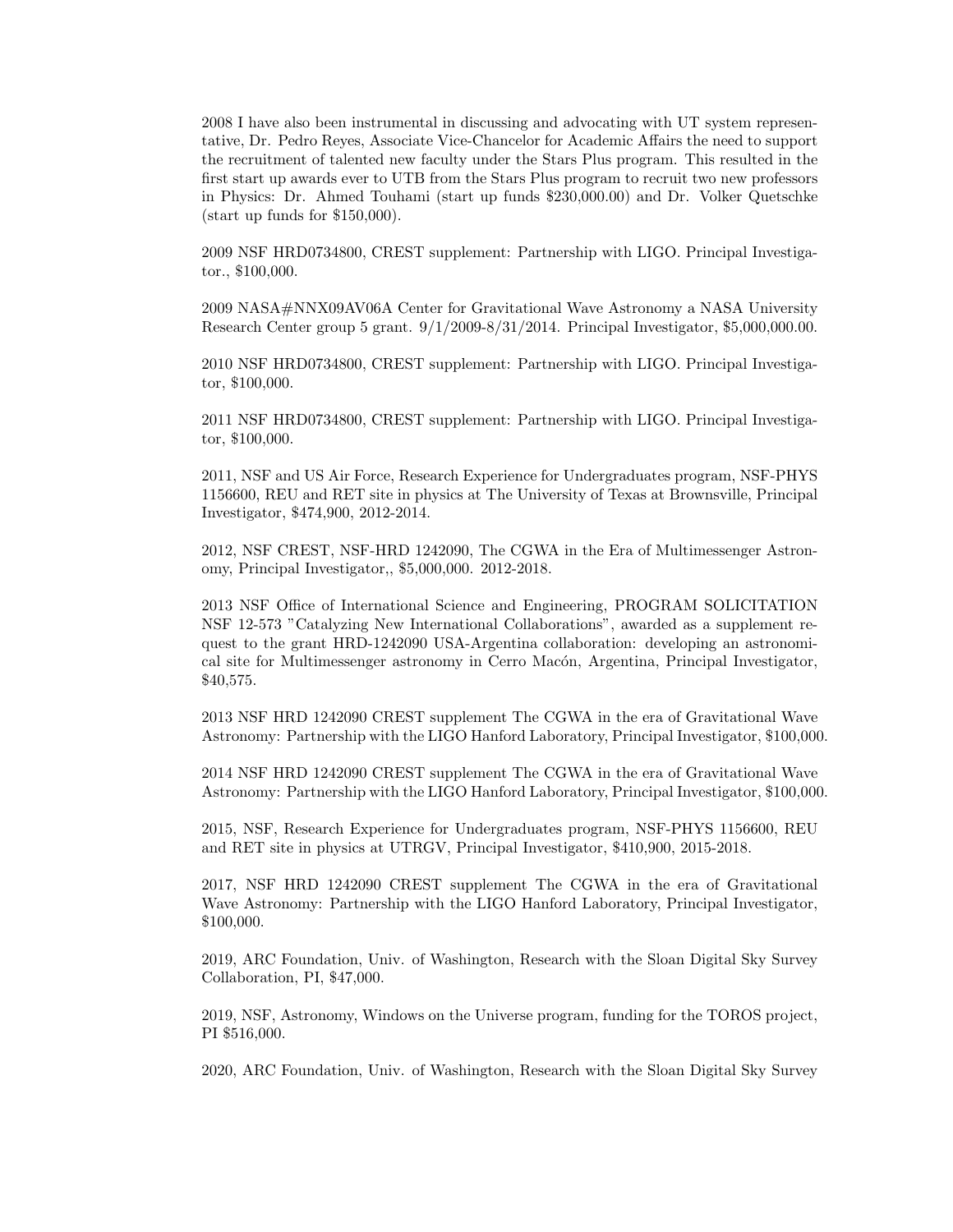2008 I have also been instrumental in discussing and advocating with UT system representative, Dr. Pedro Reyes, Associate Vice-Chancelor for Academic Affairs the need to support the recruitment of talented new faculty under the Stars Plus program. This resulted in the first start up awards ever to UTB from the Stars Plus program to recruit two new professors in Physics: Dr. Ahmed Touhami (start up funds $230,000.00) and Dr. Volker Quetschke (start up funds for $150,000).

2009 NSF HRD0734800, CREST supplement: Partnership with LIGO. Principal Investigator., $100,000.

2009 NASA#NNX09AV06A Center for Gravitational Wave Astronomy a NASA University Research Center group 5 grant. 9/1/2009-8/31/2014. Principal Investigator, $5,000,000.00.

2010 NSF HRD0734800, CREST supplement: Partnership with LIGO. Principal Investigator, $100,000.

2011 NSF HRD0734800, CREST supplement: Partnership with LIGO. Principal Investigator, $100,000.

2011, NSF and US Air Force, Research Experience for Undergraduates program, NSF-PHYS 1156600, REU and RET site in physics at The University of Texas at Brownsville, Principal Investigator, $474,900, 2012-2014.

2012, NSF CREST, NSF-HRD 1242090, The CGWA in the Era of Multimessenger Astronomy, Principal Investigator,, $5,000,000. 2012-2018.

2013 NSF Office of International Science and Engineering, PROGRAM SOLICITATION NSF 12-573 "Catalyzing New International Collaborations", awarded as a supplement request to the grant HRD-1242090 USA-Argentina collaboration: developing an astronomical site for Multimessenger astronomy in Cerro Macón, Argentina, Principal Investigator, $40,575.

2013 NSF HRD 1242090 CREST supplement The CGWA in the era of Gravitational Wave Astronomy: Partnership with the LIGO Hanford Laboratory, Principal Investigator, $100,000.

2014 NSF HRD 1242090 CREST supplement The CGWA in the era of Gravitational Wave Astronomy: Partnership with the LIGO Hanford Laboratory, Principal Investigator, $100,000.

2015, NSF, Research Experience for Undergraduates program, NSF-PHYS 1156600, REU and RET site in physics at UTRGV, Principal Investigator, $410,900, 2015-2018.

2017, NSF HRD 1242090 CREST supplement The CGWA in the era of Gravitational Wave Astronomy: Partnership with the LIGO Hanford Laboratory, Principal Investigator, $100,000.

2019, ARC Foundation, Univ. of Washington, Research with the Sloan Digital Sky Survey Collaboration, PI, $47,000.

2019, NSF, Astronomy, Windows on the Universe program, funding for the TOROS project, PI $516,000.

2020, ARC Foundation, Univ. of Washington, Research with the Sloan Digital Sky Survey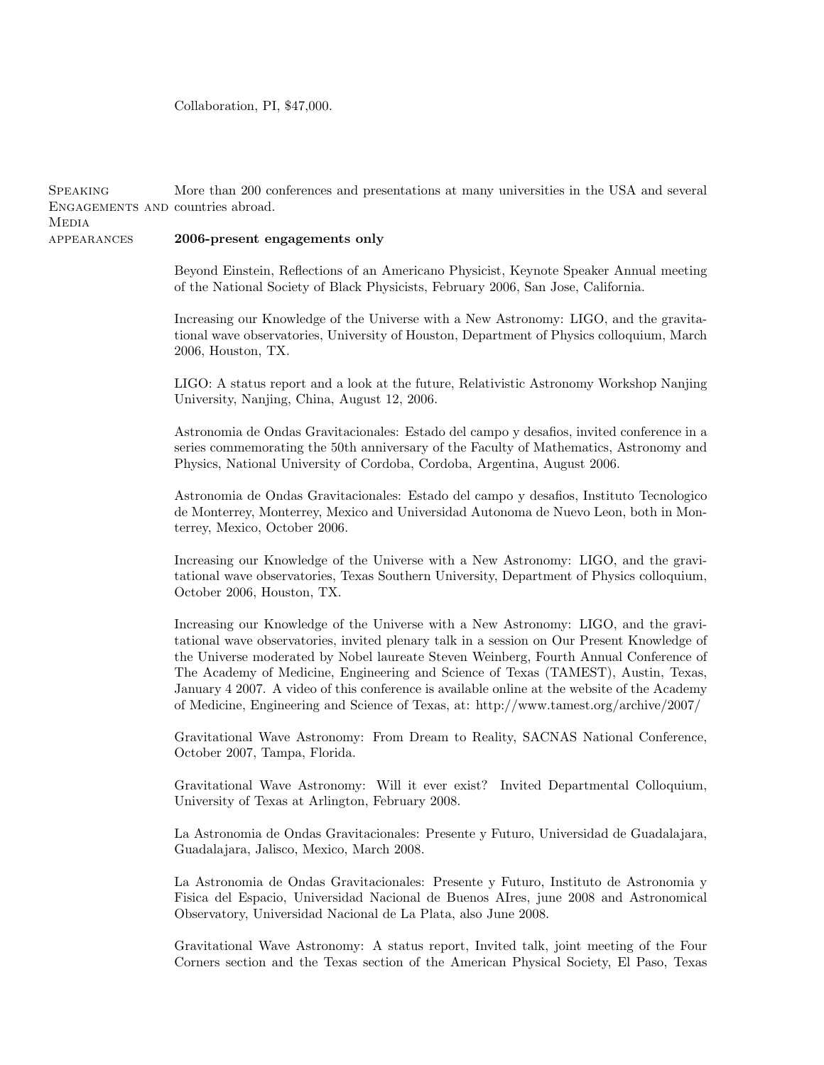Collaboration, PI, $47,000.

**Speaking Engagements and Media appearances**

More than 200 conferences and presentations at many universities in the USA and several countries abroad.

**2006-present engagements only**

Beyond Einstein, Reflections of an Americano Physicist, Keynote Speaker Annual meeting of the National Society of Black Physicists, February 2006, San Jose, California.

Increasing our Knowledge of the Universe with a New Astronomy: LIGO, and the gravitational wave observatories, University of Houston, Department of Physics colloquium, March 2006, Houston, TX.

LIGO: A status report and a look at the future, Relativistic Astronomy Workshop Nanjing University, Nanjing, China, August 12, 2006.

Astronomia de Ondas Gravitacionales: Estado del campo y desafios, invited conference in a series commemorating the 50th anniversary of the Faculty of Mathematics, Astronomy and Physics, National University of Cordoba, Cordoba, Argentina, August 2006.

Astronomia de Ondas Gravitacionales: Estado del campo y desafios, Instituto Tecnologico de Monterrey, Monterrey, Mexico and Universidad Autonoma de Nuevo Leon, both in Monterrey, Mexico, October 2006.

Increasing our Knowledge of the Universe with a New Astronomy: LIGO, and the gravitational wave observatories, Texas Southern University, Department of Physics colloquium, October 2006, Houston, TX.

Increasing our Knowledge of the Universe with a New Astronomy: LIGO, and the gravitational wave observatories, invited plenary talk in a session on Our Present Knowledge of the Universe moderated by Nobel laureate Steven Weinberg, Fourth Annual Conference of The Academy of Medicine, Engineering and Science of Texas (TAMEST), Austin, Texas, January 4 2007. A video of this conference is available online at the website of the Academy of Medicine, Engineering and Science of Texas, at: http://www.tamest.org/archive/2007/

Gravitational Wave Astronomy: From Dream to Reality, SACNAS National Conference, October 2007, Tampa, Florida.

Gravitational Wave Astronomy: Will it ever exist? Invited Departmental Colloquium, University of Texas at Arlington, February 2008.

La Astronomia de Ondas Gravitacionales: Presente y Futuro, Universidad de Guadalajara, Guadalajara, Jalisco, Mexico, March 2008.

La Astronomia de Ondas Gravitacionales: Presente y Futuro, Instituto de Astronomia y Fisica del Espacio, Universidad Nacional de Buenos AIres, june 2008 and Astronomical Observatory, Universidad Nacional de La Plata, also June 2008.

Gravitational Wave Astronomy: A status report, Invited talk, joint meeting of the Four Corners section and the Texas section of the American Physical Society, El Paso, Texas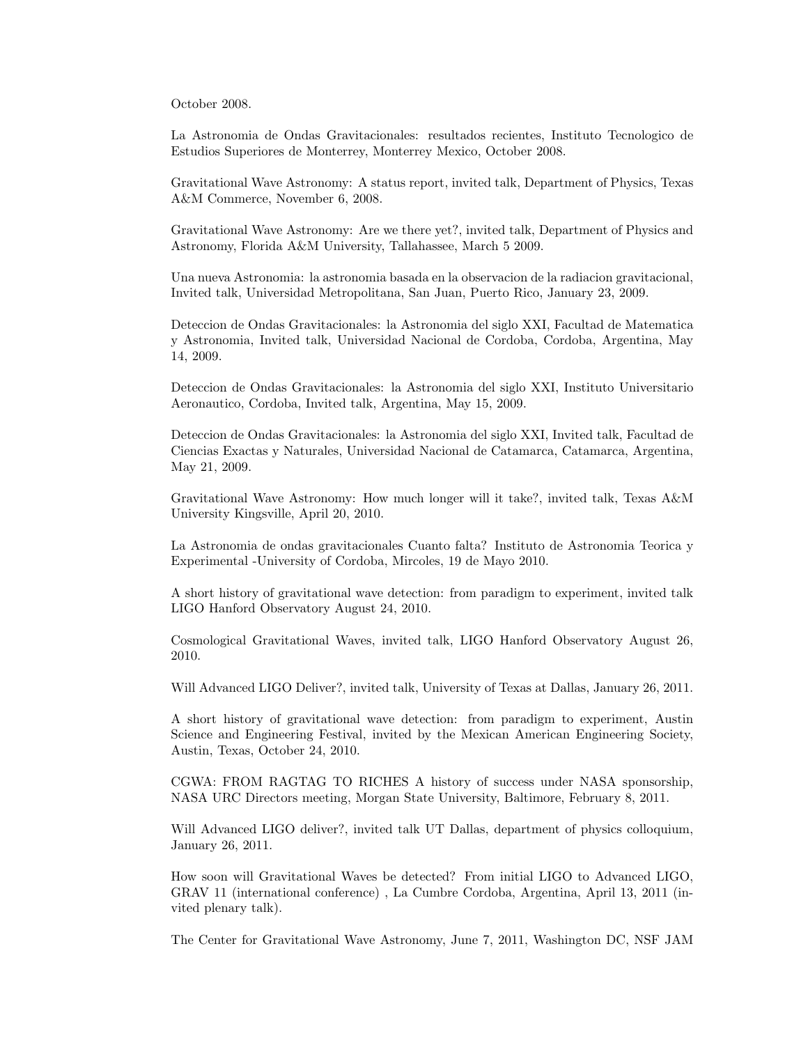October 2008.

La Astronomia de Ondas Gravitacionales: resultados recientes, Instituto Tecnologico de Estudios Superiores de Monterrey, Monterrey Mexico, October 2008.

Gravitational Wave Astronomy: A status report, invited talk, Department of Physics, Texas A&M Commerce, November 6, 2008.

Gravitational Wave Astronomy: Are we there yet?, invited talk, Department of Physics and Astronomy, Florida A&M University, Tallahassee, March 5 2009.

Una nueva Astronomia: la astronomia basada en la observacion de la radiacion gravitacional, Invited talk, Universidad Metropolitana, San Juan, Puerto Rico, January 23, 2009.

Deteccion de Ondas Gravitacionales: la Astronomia del siglo XXI, Facultad de Matematica y Astronomia, Invited talk, Universidad Nacional de Cordoba, Cordoba, Argentina, May 14, 2009.

Deteccion de Ondas Gravitacionales: la Astronomia del siglo XXI, Instituto Universitario Aeronautico, Cordoba, Invited talk, Argentina, May 15, 2009.

Deteccion de Ondas Gravitacionales: la Astronomia del siglo XXI, Invited talk, Facultad de Ciencias Exactas y Naturales, Universidad Nacional de Catamarca, Catamarca, Argentina, May 21, 2009.

Gravitational Wave Astronomy: How much longer will it take?, invited talk, Texas A&M University Kingsville, April 20, 2010.

La Astronomia de ondas gravitacionales Cuanto falta? Instituto de Astronomia Teorica y Experimental -University of Cordoba, Mircoles, 19 de Mayo 2010.

A short history of gravitational wave detection: from paradigm to experiment, invited talk LIGO Hanford Observatory August 24, 2010.

Cosmological Gravitational Waves, invited talk, LIGO Hanford Observatory August 26, 2010.

Will Advanced LIGO Deliver?, invited talk, University of Texas at Dallas, January 26, 2011.

A short history of gravitational wave detection: from paradigm to experiment, Austin Science and Engineering Festival, invited by the Mexican American Engineering Society, Austin, Texas, October 24, 2010.

CGWA: FROM RAGTAG TO RICHES A history of success under NASA sponsorship, NASA URC Directors meeting, Morgan State University, Baltimore, February 8, 2011.

Will Advanced LIGO deliver?, invited talk UT Dallas, department of physics colloquium, January 26, 2011.

How soon will Gravitational Waves be detected? From initial LIGO to Advanced LIGO, GRAV 11 (international conference) , La Cumbre Cordoba, Argentina, April 13, 2011 (invited plenary talk).

The Center for Gravitational Wave Astronomy, June 7, 2011, Washington DC, NSF JAM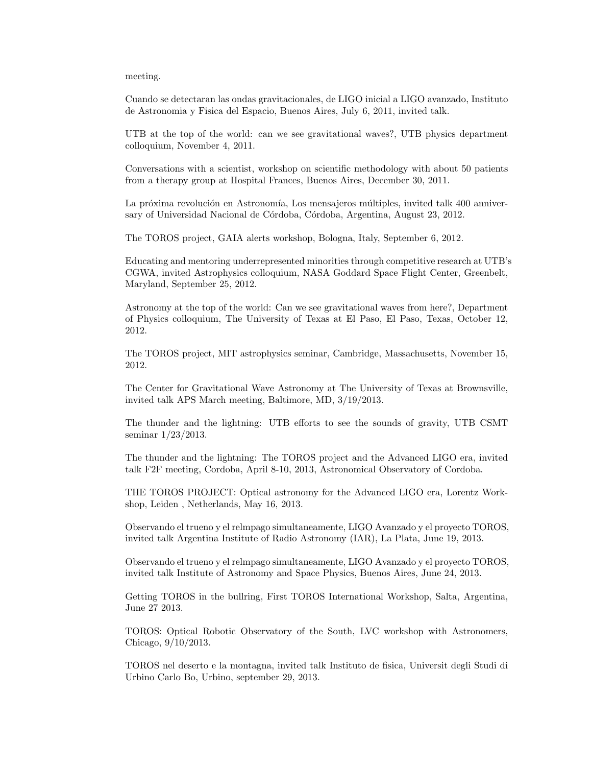meeting.

Cuando se detectaran las ondas gravitacionales, de LIGO inicial a LIGO avanzado, Instituto de Astronomia y Fisica del Espacio, Buenos Aires, July 6, 2011, invited talk.

UTB at the top of the world: can we see gravitational waves?, UTB physics department colloquium, November 4, 2011.

Conversations with a scientist, workshop on scientific methodology with about 50 patients from a therapy group at Hospital Frances, Buenos Aires, December 30, 2011.

La próxima revolución en Astronomía, Los mensajeros múltiples, invited talk 400 anniversary of Universidad Nacional de Córdoba, Córdoba, Argentina, August 23, 2012.

The TOROS project, GAIA alerts workshop, Bologna, Italy, September 6, 2012.

Educating and mentoring underrepresented minorities through competitive research at UTB's CGWA, invited Astrophysics colloquium, NASA Goddard Space Flight Center, Greenbelt, Maryland, September 25, 2012.

Astronomy at the top of the world: Can we see gravitational waves from here?, Department of Physics colloquium, The University of Texas at El Paso, El Paso, Texas, October 12, 2012.

The TOROS project, MIT astrophysics seminar, Cambridge, Massachusetts, November 15, 2012.

The Center for Gravitational Wave Astronomy at The University of Texas at Brownsville, invited talk APS March meeting, Baltimore, MD, 3/19/2013.

The thunder and the lightning: UTB efforts to see the sounds of gravity, UTB CSMT seminar 1/23/2013.

The thunder and the lightning: The TOROS project and the Advanced LIGO era, invited talk F2F meeting, Cordoba, April 8-10, 2013, Astronomical Observatory of Cordoba.

THE TOROS PROJECT: Optical astronomy for the Advanced LIGO era, Lorentz Workshop, Leiden , Netherlands, May 16, 2013.

Observando el trueno y el relmpago simultaneamente, LIGO Avanzado y el proyecto TOROS, invited talk Argentina Institute of Radio Astronomy (IAR), La Plata, June 19, 2013.

Observando el trueno y el relmpago simultaneamente, LIGO Avanzado y el proyecto TOROS, invited talk Institute of Astronomy and Space Physics, Buenos Aires, June 24, 2013.

Getting TOROS in the bullring, First TOROS International Workshop, Salta, Argentina, June 27 2013.

TOROS: Optical Robotic Observatory of the South, LVC workshop with Astronomers, Chicago, 9/10/2013.

TOROS nel deserto e la montagna, invited talk Instituto de fisica, Universit degli Studi di Urbino Carlo Bo, Urbino, september 29, 2013.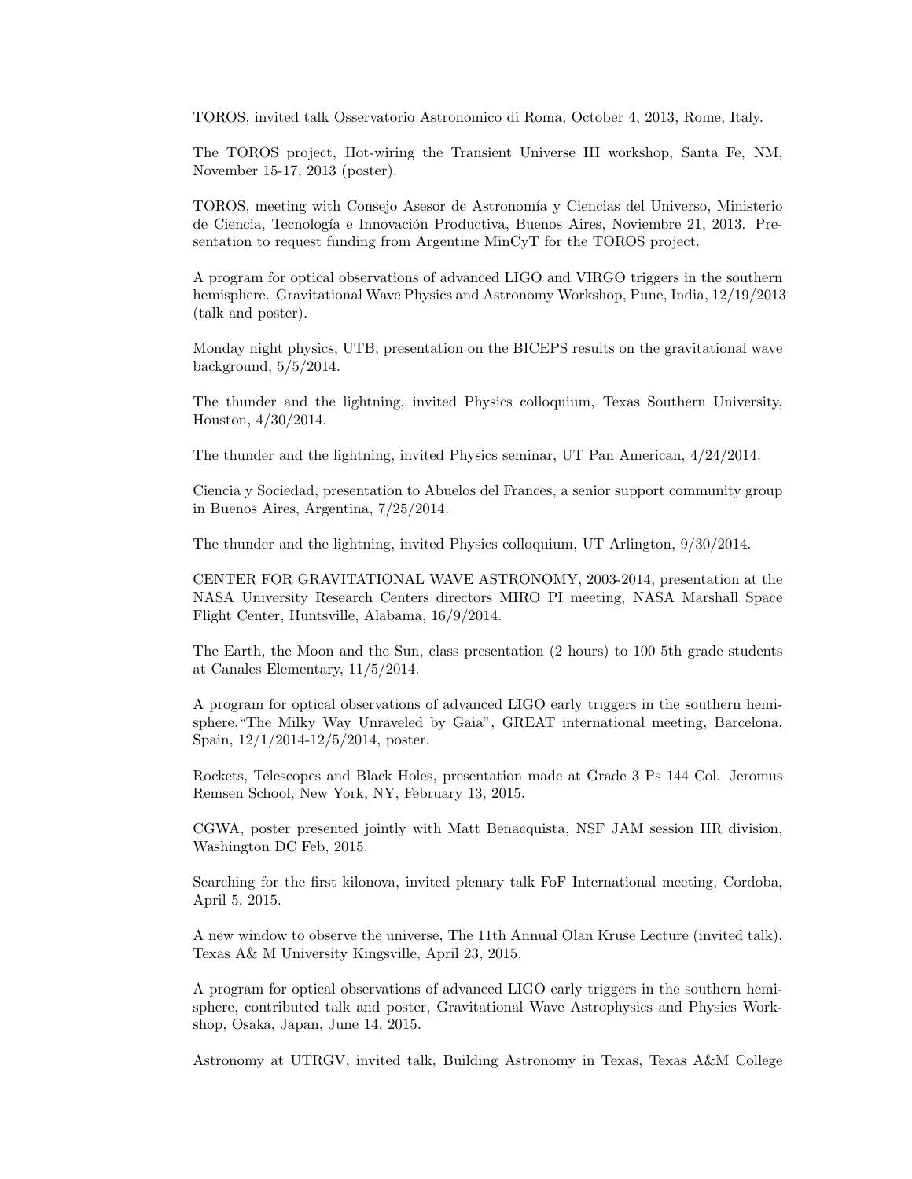TOROS, invited talk Osservatorio Astronomico di Roma, October 4, 2013, Rome, Italy.

The TOROS project, Hot-wiring the Transient Universe III workshop, Santa Fe, NM, November 15-17, 2013 (poster).

TOROS, meeting with Consejo Asesor de Astronomía y Ciencias del Universo, Ministerio de Ciencia, Tecnología e Innovación Productiva, Buenos Aires, Noviembre 21, 2013. Presentation to request funding from Argentine MinCyT for the TOROS project.

A program for optical observations of advanced LIGO and VIRGO triggers in the southern hemisphere. Gravitational Wave Physics and Astronomy Workshop, Pune, India, 12/19/2013 (talk and poster).

Monday night physics, UTB, presentation on the BICEPS results on the gravitational wave background, 5/5/2014.

The thunder and the lightning, invited Physics colloquium, Texas Southern University, Houston, 4/30/2014.

The thunder and the lightning, invited Physics seminar, UT Pan American, 4/24/2014.

Ciencia y Sociedad, presentation to Abuelos del Frances, a senior support community group in Buenos Aires, Argentina, 7/25/2014.

The thunder and the lightning, invited Physics colloquium, UT Arlington, 9/30/2014.

CENTER FOR GRAVITATIONAL WAVE ASTRONOMY, 2003-2014, presentation at the NASA University Research Centers directors MIRO PI meeting, NASA Marshall Space Flight Center, Huntsville, Alabama, 16/9/2014.

The Earth, the Moon and the Sun, class presentation (2 hours) to 100 5th grade students at Canales Elementary, 11/5/2014.

A program for optical observations of advanced LIGO early triggers in the southern hemisphere,"The Milky Way Unraveled by Gaia", GREAT international meeting, Barcelona, Spain, 12/1/2014-12/5/2014, poster.

Rockets, Telescopes and Black Holes, presentation made at Grade 3 Ps 144 Col. Jeromus Remsen School, New York, NY, February 13, 2015.

CGWA, poster presented jointly with Matt Benacquista, NSF JAM session HR division, Washington DC Feb, 2015.

Searching for the first kilonova, invited plenary talk FoF International meeting, Cordoba, April 5, 2015.

A new window to observe the universe, The 11th Annual Olan Kruse Lecture (invited talk), Texas A& M University Kingsville, April 23, 2015.

A program for optical observations of advanced LIGO early triggers in the southern hemisphere, contributed talk and poster, Gravitational Wave Astrophysics and Physics Workshop, Osaka, Japan, June 14, 2015.

Astronomy at UTRGV, invited talk, Building Astronomy in Texas, Texas A&M College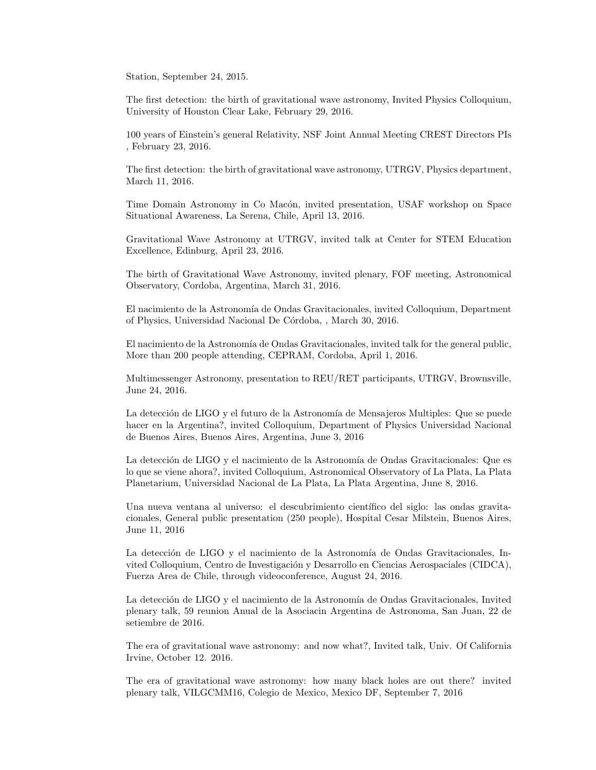Station, September 24, 2015.

The first detection: the birth of gravitational wave astronomy, Invited Physics Colloquium, University of Houston Clear Lake, February 29, 2016.

100 years of Einstein's general Relativity, NSF Joint Annual Meeting CREST Directors PIs , February 23, 2016.

The first detection: the birth of gravitational wave astronomy, UTRGV, Physics department, March 11, 2016.

Time Domain Astronomy in Co Macón, invited presentation, USAF workshop on Space Situational Awareness, La Serena, Chile, April 13, 2016.

Gravitational Wave Astronomy at UTRGV, invited talk at Center for STEM Education Excellence, Edinburg, April 23, 2016.

The birth of Gravitational Wave Astronomy, invited plenary, FOF meeting, Astronomical Observatory, Cordoba, Argentina, March 31, 2016.

El nacimiento de la Astronomía de Ondas Gravitacionales, invited Colloquium, Department of Physics, Universidad Nacional De Córdoba, , March 30, 2016.

El nacimiento de la Astronomía de Ondas Gravitacionales, invited talk for the general public, More than 200 people attending, CEPRAM, Cordoba, April 1, 2016.

Multimessenger Astronomy, presentation to REU/RET participants, UTRGV, Brownsville, June 24, 2016.

La detección de LIGO y el futuro de la Astronomía de Mensajeros Multiples: Que se puede hacer en la Argentina?, invited Colloquium, Department of Physics Universidad Nacional de Buenos Aires, Buenos Aires, Argentina, June 3, 2016

La detección de LIGO y el nacimiento de la Astronomía de Ondas Gravitacionales: Que es lo que se viene ahora?, invited Colloquium, Astronomical Observatory of La Plata, La Plata Planetarium, Universidad Nacional de La Plata, La Plata Argentina, June 8, 2016.

Una nueva ventana al universo: el descubrimiento científico del siglo: las ondas gravitacionales, General public presentation (250 people), Hospital Cesar Milstein, Buenos Aires, June 11, 2016

La detección de LIGO y el nacimiento de la Astronomía de Ondas Gravitacionales, Invited Colloquium, Centro de Investigación y Desarrollo en Ciencias Aerospaciales (CIDCA), Fuerza Area de Chile, through videoconference, August 24, 2016.

La detección de LIGO y el nacimiento de la Astronomía de Ondas Gravitacionales, Invited plenary talk, 59 reunion Anual de la Asociacin Argentina de Astronoma, San Juan, 22 de setiembre de 2016.

The era of gravitational wave astronomy: and now what?, Invited talk, Univ. Of California Irvine, October 12. 2016.

The era of gravitational wave astronomy: how many black holes are out there? invited plenary talk, VILGCMM16, Colegio de Mexico, Mexico DF, September 7, 2016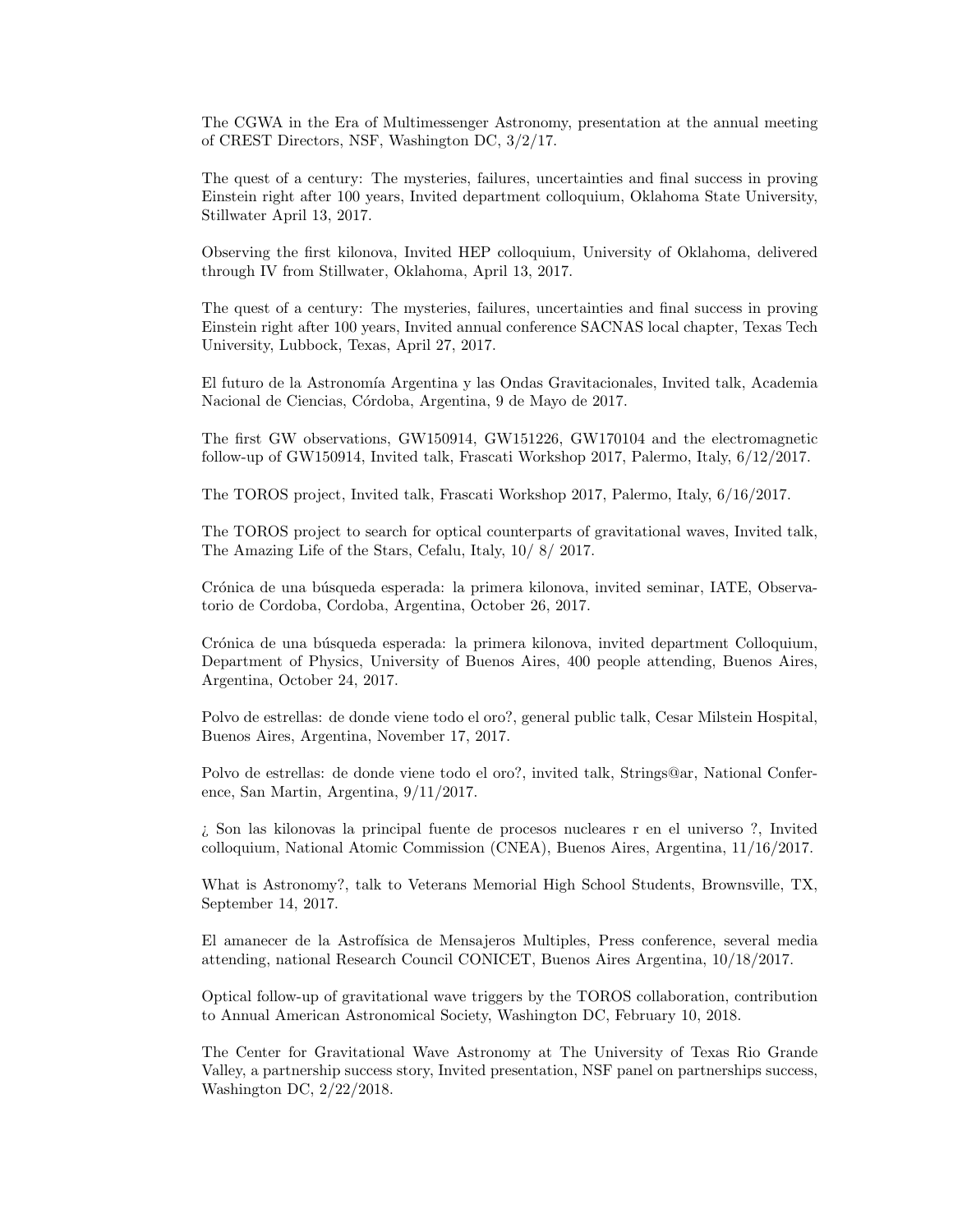The CGWA in the Era of Multimessenger Astronomy, presentation at the annual meeting of CREST Directors, NSF, Washington DC, 3/2/17.

The quest of a century: The mysteries, failures, uncertainties and final success in proving Einstein right after 100 years, Invited department colloquium, Oklahoma State University, Stillwater April 13, 2017.

Observing the first kilonova, Invited HEP colloquium, University of Oklahoma, delivered through IV from Stillwater, Oklahoma, April 13, 2017.

The quest of a century: The mysteries, failures, uncertainties and final success in proving Einstein right after 100 years, Invited annual conference SACNAS local chapter, Texas Tech University, Lubbock, Texas, April 27, 2017.

El futuro de la Astronomía Argentina y las Ondas Gravitacionales, Invited talk, Academia Nacional de Ciencias, Córdoba, Argentina, 9 de Mayo de 2017.

The first GW observations, GW150914, GW151226, GW170104 and the electromagnetic follow-up of GW150914, Invited talk, Frascati Workshop 2017, Palermo, Italy, 6/12/2017.

The TOROS project, Invited talk, Frascati Workshop 2017, Palermo, Italy, 6/16/2017.

The TOROS project to search for optical counterparts of gravitational waves, Invited talk, The Amazing Life of the Stars, Cefalu, Italy, 10/ 8/ 2017.

Crónica de una búsqueda esperada: la primera kilonova, invited seminar, IATE, Observatorio de Cordoba, Cordoba, Argentina, October 26, 2017.

Crónica de una búsqueda esperada: la primera kilonova, invited department Colloquium, Department of Physics, University of Buenos Aires, 400 people attending, Buenos Aires, Argentina, October 24, 2017.

Polvo de estrellas: de donde viene todo el oro?, general public talk, Cesar Milstein Hospital, Buenos Aires, Argentina, November 17, 2017.

Polvo de estrellas: de donde viene todo el oro?, invited talk, Strings@ar, National Conference, San Martin, Argentina, 9/11/2017.

¿ Son las kilonovas la principal fuente de procesos nucleares r en el universo ?, Invited colloquium, National Atomic Commission (CNEA), Buenos Aires, Argentina, 11/16/2017.

What is Astronomy?, talk to Veterans Memorial High School Students, Brownsville, TX, September 14, 2017.

El amanecer de la Astrofísica de Mensajeros Multiples, Press conference, several media attending, national Research Council CONICET, Buenos Aires Argentina, 10/18/2017.

Optical follow-up of gravitational wave triggers by the TOROS collaboration, contribution to Annual American Astronomical Society, Washington DC, February 10, 2018.

The Center for Gravitational Wave Astronomy at The University of Texas Rio Grande Valley, a partnership success story, Invited presentation, NSF panel on partnerships success, Washington DC, 2/22/2018.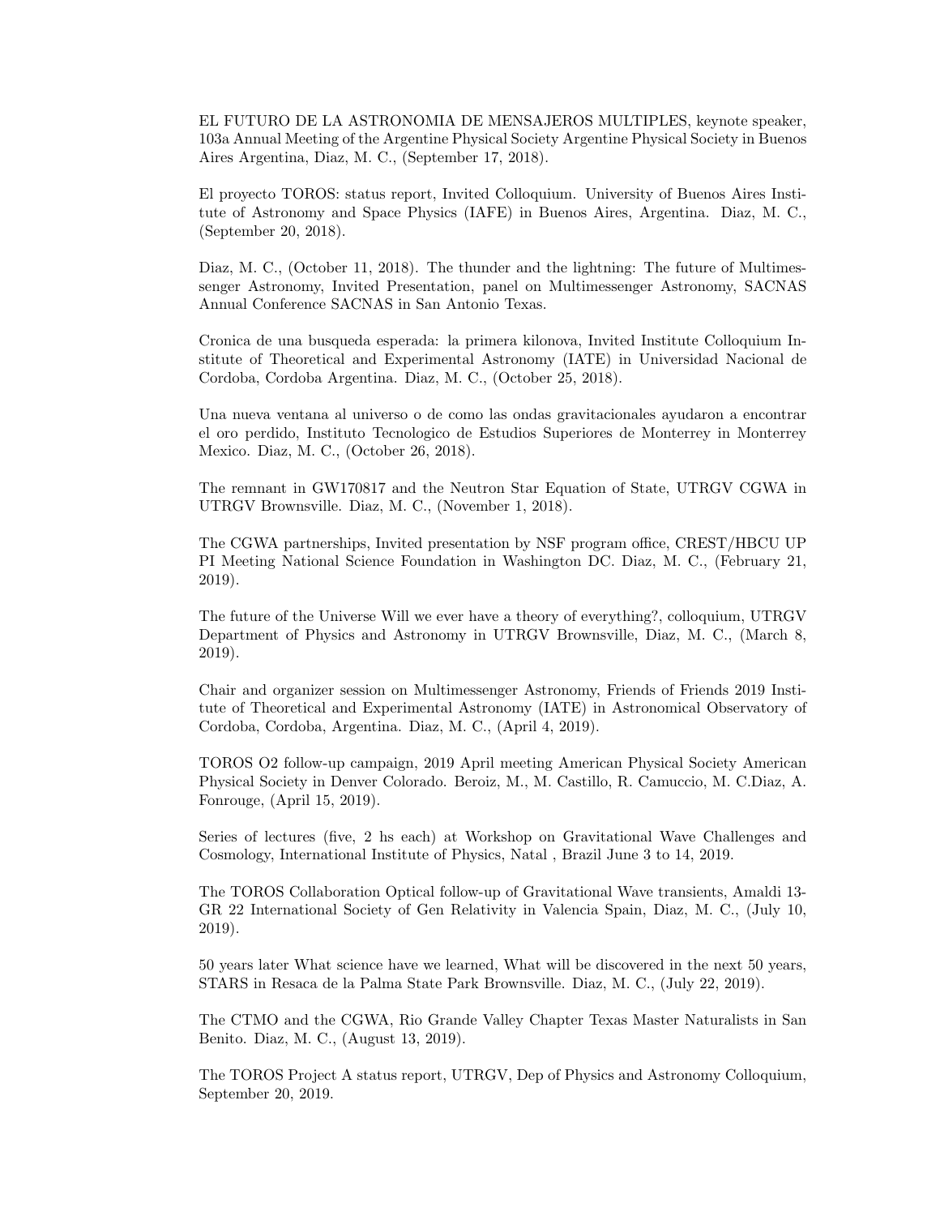EL FUTURO DE LA ASTRONOMIA DE MENSAJEROS MULTIPLES, keynote speaker, 103a Annual Meeting of the Argentine Physical Society Argentine Physical Society in Buenos Aires Argentina, Diaz, M. C., (September 17, 2018).

El proyecto TOROS: status report, Invited Colloquium. University of Buenos Aires Institute of Astronomy and Space Physics (IAFE) in Buenos Aires, Argentina. Diaz, M. C., (September 20, 2018).

Diaz, M. C., (October 11, 2018). The thunder and the lightning: The future of Multimessenger Astronomy, Invited Presentation, panel on Multimessenger Astronomy, SACNAS Annual Conference SACNAS in San Antonio Texas.

Cronica de una busqueda esperada: la primera kilonova, Invited Institute Colloquium Institute of Theoretical and Experimental Astronomy (IATE) in Universidad Nacional de Cordoba, Cordoba Argentina. Diaz, M. C., (October 25, 2018).

Una nueva ventana al universo o de como las ondas gravitacionales ayudaron a encontrar el oro perdido, Instituto Tecnologico de Estudios Superiores de Monterrey in Monterrey Mexico. Diaz, M. C., (October 26, 2018).

The remnant in GW170817 and the Neutron Star Equation of State, UTRGV CGWA in UTRGV Brownsville. Diaz, M. C., (November 1, 2018).

The CGWA partnerships, Invited presentation by NSF program office, CREST/HBCU UP PI Meeting National Science Foundation in Washington DC. Diaz, M. C., (February 21, 2019).

The future of the Universe Will we ever have a theory of everything?, colloquium, UTRGV Department of Physics and Astronomy in UTRGV Brownsville, Diaz, M. C., (March 8, 2019).

Chair and organizer session on Multimessenger Astronomy, Friends of Friends 2019 Institute of Theoretical and Experimental Astronomy (IATE) in Astronomical Observatory of Cordoba, Cordoba, Argentina. Diaz, M. C., (April 4, 2019).

TOROS O2 follow-up campaign, 2019 April meeting American Physical Society American Physical Society in Denver Colorado. Beroiz, M., M. Castillo, R. Camuccio, M. C.Diaz, A. Fonrouge, (April 15, 2019).

Series of lectures (five, 2 hs each) at Workshop on Gravitational Wave Challenges and Cosmology, International Institute of Physics, Natal , Brazil June 3 to 14, 2019.

The TOROS Collaboration Optical follow-up of Gravitational Wave transients, Amaldi 13-GR 22 International Society of Gen Relativity in Valencia Spain, Diaz, M. C., (July 10, 2019).

50 years later What science have we learned, What will be discovered in the next 50 years, STARS in Resaca de la Palma State Park Brownsville. Diaz, M. C., (July 22, 2019).

The CTMO and the CGWA, Rio Grande Valley Chapter Texas Master Naturalists in San Benito. Diaz, M. C., (August 13, 2019).

The TOROS Project A status report, UTRGV, Dep of Physics and Astronomy Colloquium, September 20, 2019.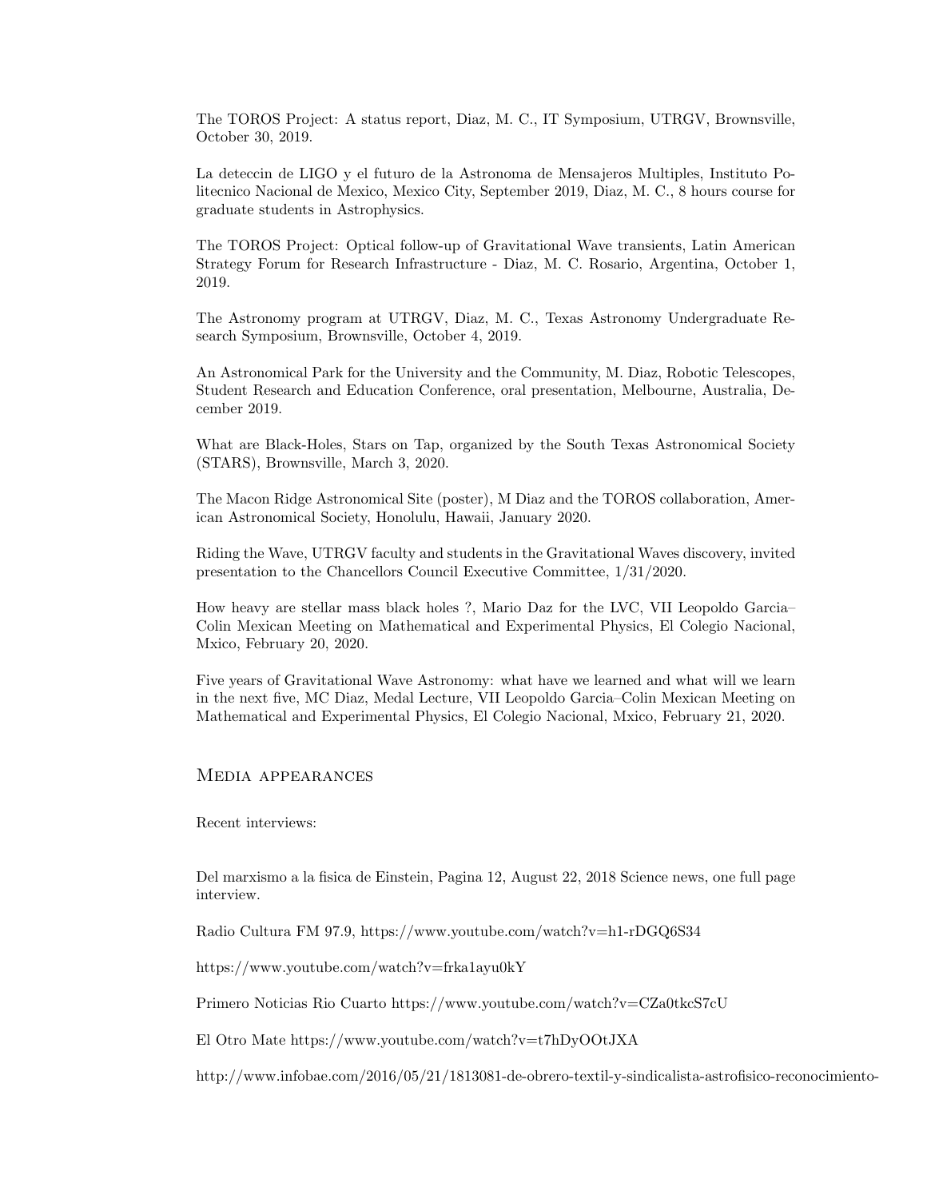The TOROS Project: A status report, Diaz, M. C., IT Symposium, UTRGV, Brownsville, October 30, 2019.

La deteccin de LIGO y el futuro de la Astronoma de Mensajeros Multiples, Instituto Politecnico Nacional de Mexico, Mexico City, September 2019, Diaz, M. C., 8 hours course for graduate students in Astrophysics.

The TOROS Project: Optical follow-up of Gravitational Wave transients, Latin American Strategy Forum for Research Infrastructure - Diaz, M. C. Rosario, Argentina, October 1, 2019.

The Astronomy program at UTRGV, Diaz, M. C., Texas Astronomy Undergraduate Research Symposium, Brownsville, October 4, 2019.

An Astronomical Park for the University and the Community, M. Diaz, Robotic Telescopes, Student Research and Education Conference, oral presentation, Melbourne, Australia, December 2019.

What are Black-Holes, Stars on Tap, organized by the South Texas Astronomical Society (STARS), Brownsville, March 3, 2020.

The Macon Ridge Astronomical Site (poster), M Diaz and the TOROS collaboration, American Astronomical Society, Honolulu, Hawaii, January 2020.

Riding the Wave, UTRGV faculty and students in the Gravitational Waves discovery, invited presentation to the Chancellors Council Executive Committee, 1/31/2020.

How heavy are stellar mass black holes ?, Mario Daz for the LVC, VII Leopoldo Garcia–Colin Mexican Meeting on Mathematical and Experimental Physics, El Colegio Nacional, Mxico, February 20, 2020.

Five years of Gravitational Wave Astronomy: what have we learned and what will we learn in the next five, MC Diaz, Medal Lecture, VII Leopoldo Garcia–Colin Mexican Meeting on Mathematical and Experimental Physics, El Colegio Nacional, Mxico, February 21, 2020.

## Media appearances

Recent interviews:

Del marxismo a la fisica de Einstein, Pagina 12, August 22, 2018 Science news, one full page interview.

Radio Cultura FM 97.9, https://www.youtube.com/watch?v=h1-rDGQ6S34

https://www.youtube.com/watch?v=frka1ayu0kY

Primero Noticias Rio Cuarto https://www.youtube.com/watch?v=CZa0tkcS7cU

El Otro Mate https://www.youtube.com/watch?v=t7hDyOOtJXA

http://www.infobae.com/2016/05/21/1813081-de-obrero-textil-y-sindicalista-astrofisico-reconocimiento-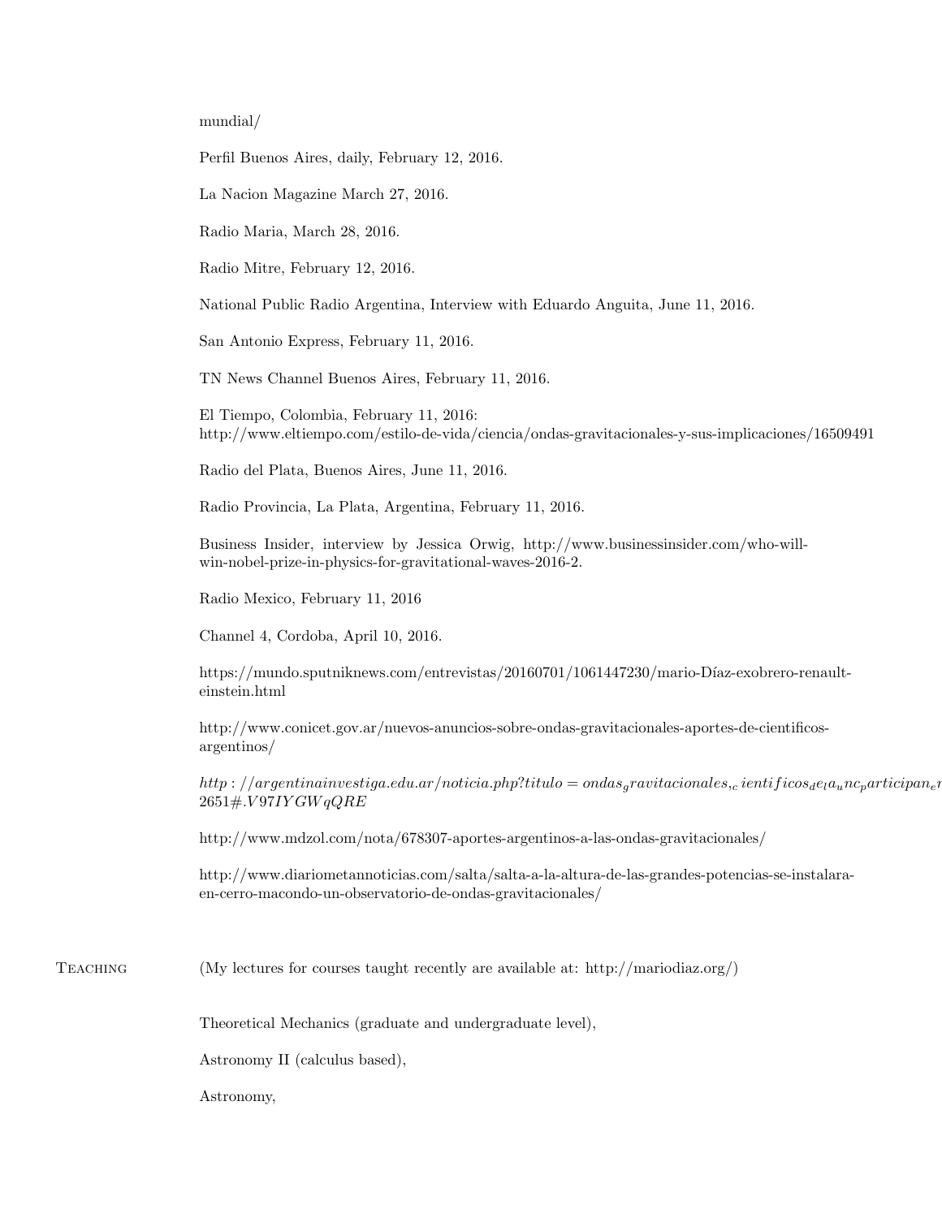mundial/

Perfil Buenos Aires, daily, February 12, 2016.

La Nacion Magazine March 27, 2016.

Radio Maria, March 28, 2016.

Radio Mitre, February 12, 2016.

National Public Radio Argentina, Interview with Eduardo Anguita, June 11, 2016.

San Antonio Express, February 11, 2016.

TN News Channel Buenos Aires, February 11, 2016.

El Tiempo, Colombia, February 11, 2016:
http://www.eltiempo.com/estilo-de-vida/ciencia/ondas-gravitacionales-y-sus-implicaciones/16509491

Radio del Plata, Buenos Aires, June 11, 2016.

Radio Provincia, La Plata, Argentina, February 11, 2016.

Business Insider, interview by Jessica Orwig, http://www.businessinsider.com/who-will-win-nobel-prize-in-physics-for-gravitational-waves-2016-2.

Radio Mexico, February 11, 2016

Channel 4, Cordoba, April 10, 2016.

https://mundo.sputniknews.com/entrevistas/20160701/1061447230/mario-Díaz-exobrero-renault-einstein.html

http://www.conicet.gov.ar/nuevos-anuncios-sobre-ondas-gravitacionales-aportes-de-cientificos-argentinos/

$http://argentinainvestiga.edu.ar/noticia.php?titulo=ondas_gravitacionales,_cientificos_de_la_unc_participan_e$
$2651\#.V97IYGWqQRE$

http://www.mdzol.com/nota/678307-aportes-argentinos-a-las-ondas-gravitacionales/

http://www.diariometannoticias.com/salta/salta-a-la-altura-de-las-grandes-potencias-se-instalara-en-cerro-macondo-un-observatorio-de-ondas-gravitacionales/

## Teaching

(My lectures for courses taught recently are available at: http://mariodiaz.org/)

Theoretical Mechanics (graduate and undergraduate level),

Astronomy II (calculus based),

Astronomy,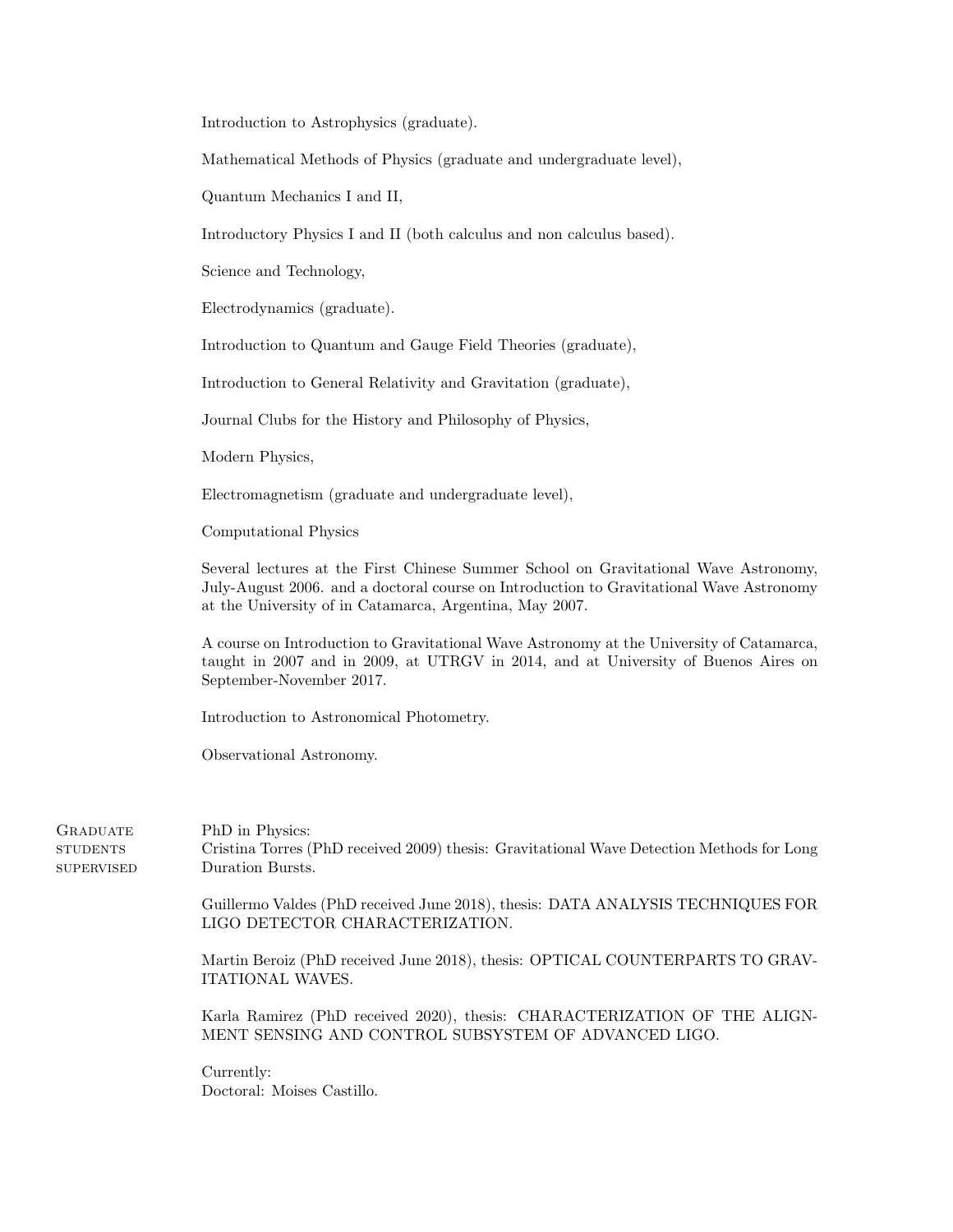Introduction to Astrophysics (graduate).

Mathematical Methods of Physics (graduate and undergraduate level),

Quantum Mechanics I and II,

Introductory Physics I and II (both calculus and non calculus based).

Science and Technology,

Electrodynamics (graduate).

Introduction to Quantum and Gauge Field Theories (graduate),

Introduction to General Relativity and Gravitation (graduate),

Journal Clubs for the History and Philosophy of Physics,

Modern Physics,

Electromagnetism (graduate and undergraduate level),

Computational Physics

Several lectures at the First Chinese Summer School on Gravitational Wave Astronomy, July-August 2006. and a doctoral course on Introduction to Gravitational Wave Astronomy at the University of in Catamarca, Argentina, May 2007.

A course on Introduction to Gravitational Wave Astronomy at the University of Catamarca, taught in 2007 and in 2009, at UTRGV in 2014, and at University of Buenos Aires on September-November 2017.

Introduction to Astronomical Photometry.

Observational Astronomy.

**Graduate students supervised**

PhD in Physics:
Cristina Torres (PhD received 2009) thesis: Gravitational Wave Detection Methods for Long Duration Bursts.

Guillermo Valdes (PhD received June 2018), thesis: DATA ANALYSIS TECHNIQUES FOR LIGO DETECTOR CHARACTERIZATION.

Martin Beroiz (PhD received June 2018), thesis: OPTICAL COUNTERPARTS TO GRAVITATIONAL WAVES.

Karla Ramirez (PhD received 2020), thesis: CHARACTERIZATION OF THE ALIGNMENT SENSING AND CONTROL SUBSYSTEM OF ADVANCED LIGO.

Currently:
Doctoral: Moises Castillo.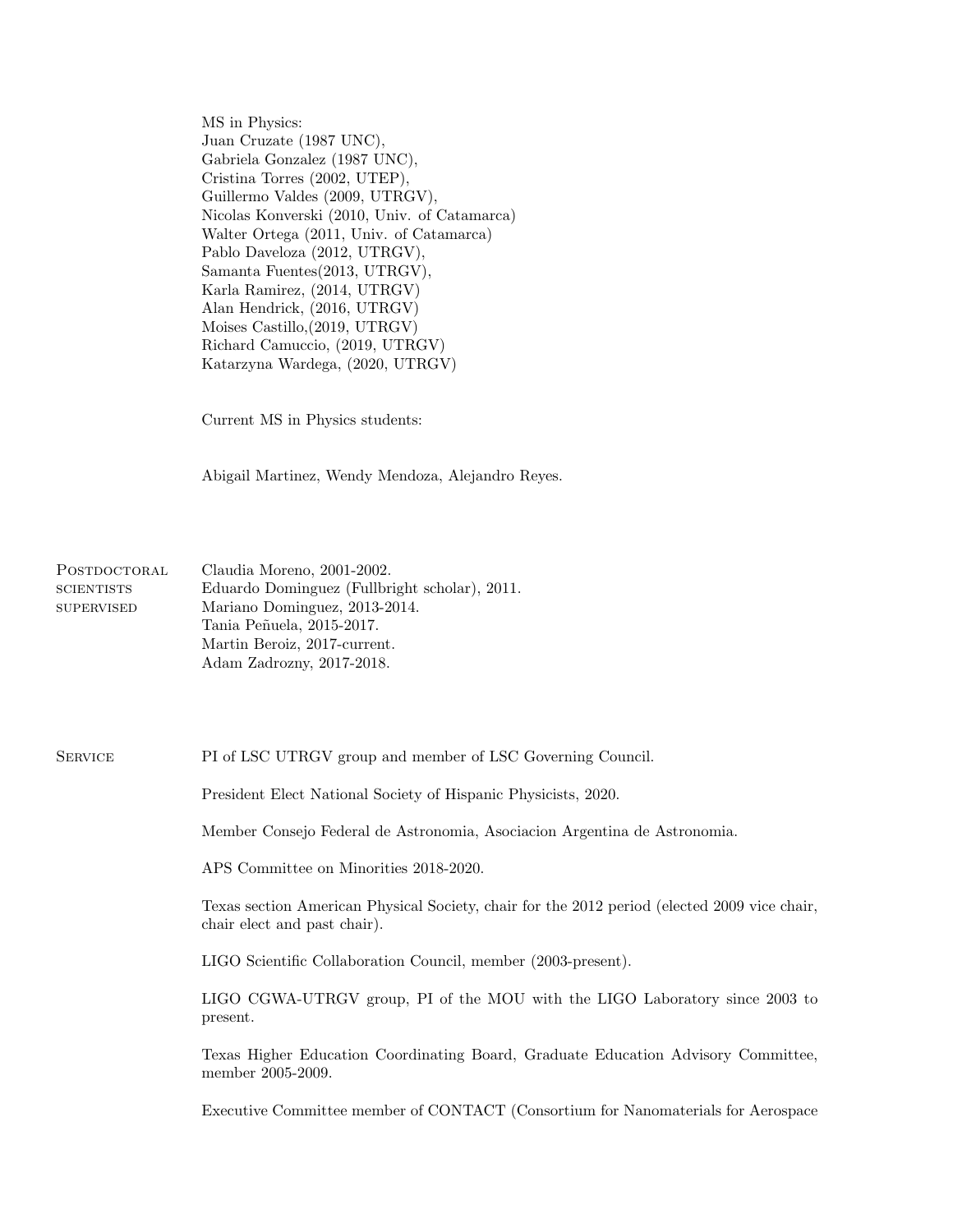MS in Physics:
Juan Cruzate (1987 UNC),
Gabriela Gonzalez (1987 UNC),
Cristina Torres (2002, UTEP),
Guillermo Valdes (2009, UTRGV),
Nicolas Konverski (2010, Univ. of Catamarca)
Walter Ortega (2011, Univ. of Catamarca)
Pablo Daveloza (2012, UTRGV),
Samanta Fuentes(2013, UTRGV),
Karla Ramirez, (2014, UTRGV)
Alan Hendrick, (2016, UTRGV)
Moises Castillo,(2019, UTRGV)
Richard Camuccio, (2019, UTRGV)
Katarzyna Wardega, (2020, UTRGV)

Current MS in Physics students:

Abigail Martinez, Wendy Mendoza, Alejandro Reyes.

## Postdoctoral scientists supervised

Claudia Moreno, 2001-2002.
Eduardo Dominguez (Fullbright scholar), 2011.
Mariano Dominguez, 2013-2014.
Tania Peñuela, 2015-2017.
Martin Beroiz, 2017-current.
Adam Zadrozny, 2017-2018.

## Service

PI of LSC UTRGV group and member of LSC Governing Council.

President Elect National Society of Hispanic Physicists, 2020.

Member Consejo Federal de Astronomia, Asociacion Argentina de Astronomia.

APS Committee on Minorities 2018-2020.

Texas section American Physical Society, chair for the 2012 period (elected 2009 vice chair, chair elect and past chair).

LIGO Scientific Collaboration Council, member (2003-present).

LIGO CGWA-UTRGV group, PI of the MOU with the LIGO Laboratory since 2003 to present.

Texas Higher Education Coordinating Board, Graduate Education Advisory Committee, member 2005-2009.

Executive Committee member of CONTACT (Consortium for Nanomaterials for Aerospace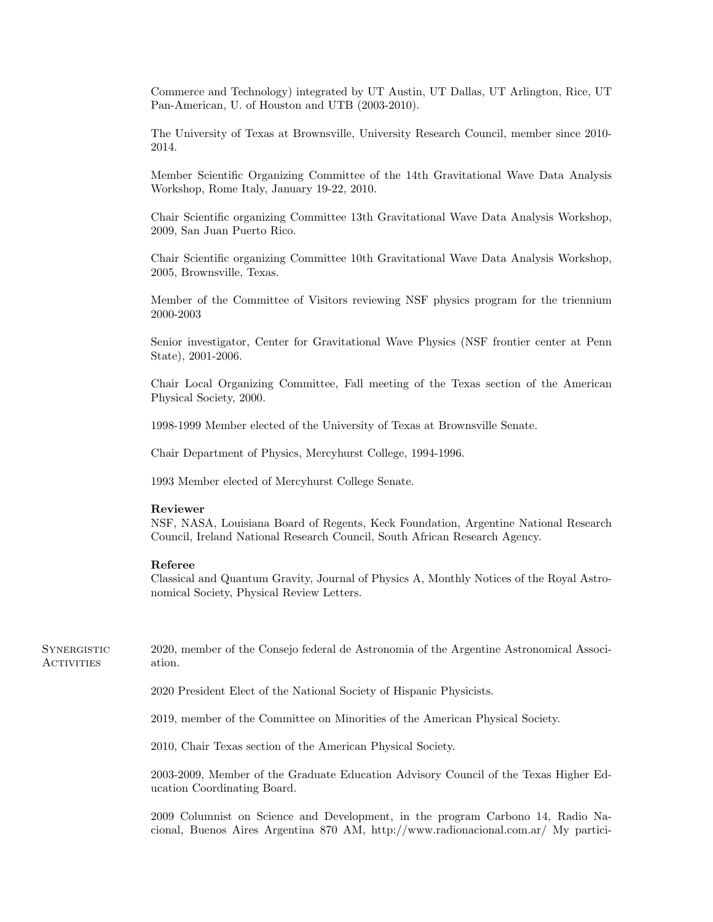Commerce and Technology) integrated by UT Austin, UT Dallas, UT Arlington, Rice, UT Pan-American, U. of Houston and UTB (2003-2010).

The University of Texas at Brownsville, University Research Council, member since 2010-2014.

Member Scientific Organizing Committee of the 14th Gravitational Wave Data Analysis Workshop, Rome Italy, January 19-22, 2010.

Chair Scientific organizing Committee 13th Gravitational Wave Data Analysis Workshop, 2009, San Juan Puerto Rico.

Chair Scientific organizing Committee 10th Gravitational Wave Data Analysis Workshop, 2005, Brownsville, Texas.

Member of the Committee of Visitors reviewing NSF physics program for the triennium 2000-2003

Senior investigator, Center for Gravitational Wave Physics (NSF frontier center at Penn State), 2001-2006.

Chair Local Organizing Committee, Fall meeting of the Texas section of the American Physical Society, 2000.

1998-1999 Member elected of the University of Texas at Brownsville Senate.

Chair Department of Physics, Mercyhurst College, 1994-1996.

1993 Member elected of Mercyhurst College Senate.

**Reviewer**
NSF, NASA, Louisiana Board of Regents, Keck Foundation, Argentine National Research Council, Ireland National Research Council, South African Research Agency.

**Referee**
Classical and Quantum Gravity, Journal of Physics A, Monthly Notices of the Royal Astronomical Society, Physical Review Letters.

## Synergistic Activities

2020, member of the Consejo federal de Astronomia of the Argentine Astronomical Association.

2020 President Elect of the National Society of Hispanic Physicists.

2019, member of the Committee on Minorities of the American Physical Society.

2010, Chair Texas section of the American Physical Society.

2003-2009, Member of the Graduate Education Advisory Council of the Texas Higher Education Coordinating Board.

2009 Columnist on Science and Development, in the program Carbono 14, Radio Nacional, Buenos Aires Argentina 870 AM, http://www.radionacional.com.ar/ My partici-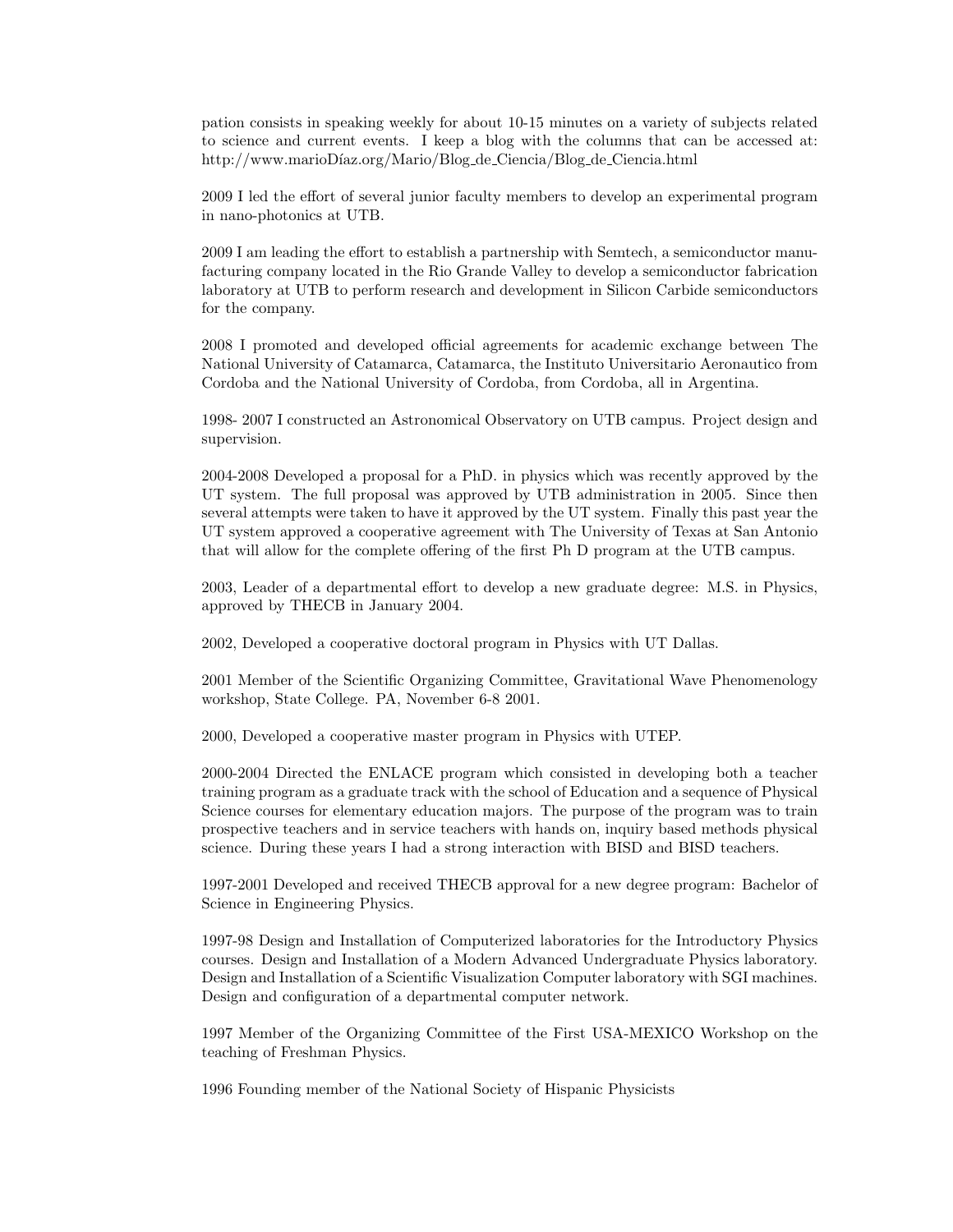pation consists in speaking weekly for about 10-15 minutes on a variety of subjects related to science and current events. I keep a blog with the columns that can be accessed at: http://www.marioDíaz.org/Mario/Blog_de_Ciencia/Blog_de_Ciencia.html

2009 I led the effort of several junior faculty members to develop an experimental program in nano-photonics at UTB.

2009 I am leading the effort to establish a partnership with Semtech, a semiconductor manufacturing company located in the Rio Grande Valley to develop a semiconductor fabrication laboratory at UTB to perform research and development in Silicon Carbide semiconductors for the company.

2008 I promoted and developed official agreements for academic exchange between The National University of Catamarca, Catamarca, the Instituto Universitario Aeronautico from Cordoba and the National University of Cordoba, from Cordoba, all in Argentina.

1998- 2007 I constructed an Astronomical Observatory on UTB campus. Project design and supervision.

2004-2008 Developed a proposal for a PhD. in physics which was recently approved by the UT system. The full proposal was approved by UTB administration in 2005. Since then several attempts were taken to have it approved by the UT system. Finally this past year the UT system approved a cooperative agreement with The University of Texas at San Antonio that will allow for the complete offering of the first Ph D program at the UTB campus.

2003, Leader of a departmental effort to develop a new graduate degree: M.S. in Physics, approved by THECB in January 2004.

2002, Developed a cooperative doctoral program in Physics with UT Dallas.

2001 Member of the Scientific Organizing Committee, Gravitational Wave Phenomenology workshop, State College. PA, November 6-8 2001.

2000, Developed a cooperative master program in Physics with UTEP.

2000-2004 Directed the ENLACE program which consisted in developing both a teacher training program as a graduate track with the school of Education and a sequence of Physical Science courses for elementary education majors. The purpose of the program was to train prospective teachers and in service teachers with hands on, inquiry based methods physical science. During these years I had a strong interaction with BISD and BISD teachers.

1997-2001 Developed and received THECB approval for a new degree program: Bachelor of Science in Engineering Physics.

1997-98 Design and Installation of Computerized laboratories for the Introductory Physics courses. Design and Installation of a Modern Advanced Undergraduate Physics laboratory. Design and Installation of a Scientific Visualization Computer laboratory with SGI machines. Design and configuration of a departmental computer network.

1997 Member of the Organizing Committee of the First USA-MEXICO Workshop on the teaching of Freshman Physics.

1996 Founding member of the National Society of Hispanic Physicists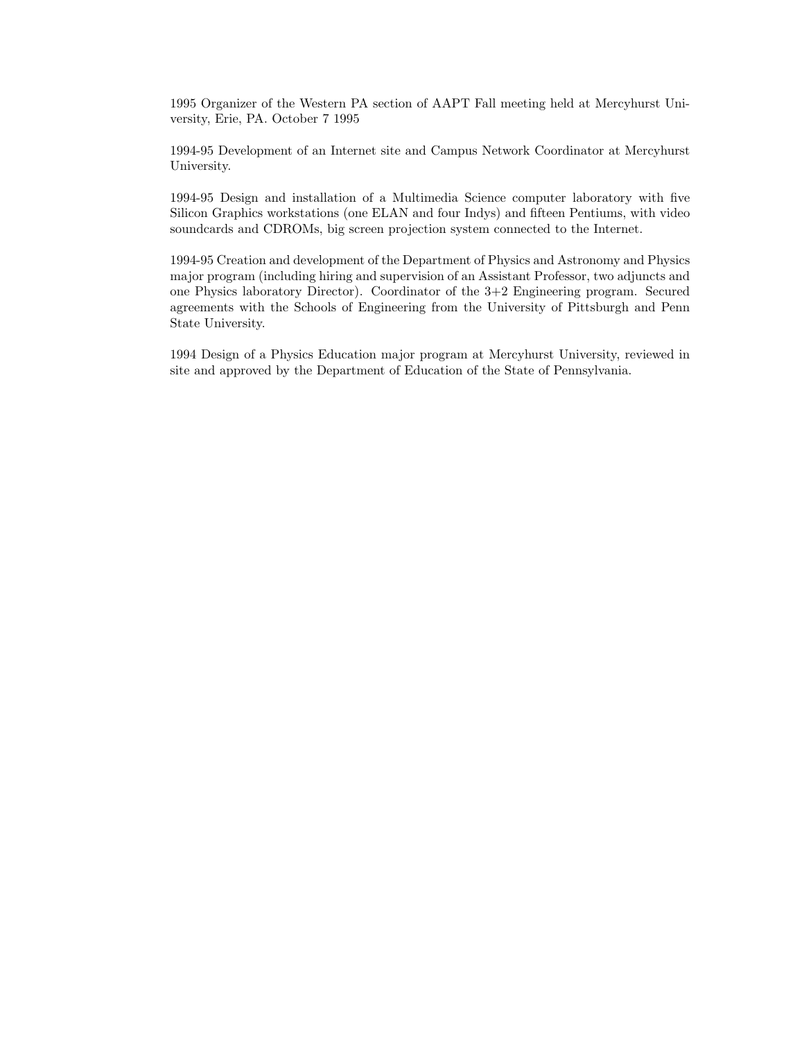1995 Organizer of the Western PA section of AAPT Fall meeting held at Mercyhurst University, Erie, PA. October 7 1995

1994-95 Development of an Internet site and Campus Network Coordinator at Mercyhurst University.

1994-95 Design and installation of a Multimedia Science computer laboratory with five Silicon Graphics workstations (one ELAN and four Indys) and fifteen Pentiums, with video soundcards and CDROMs, big screen projection system connected to the Internet.

1994-95 Creation and development of the Department of Physics and Astronomy and Physics major program (including hiring and supervision of an Assistant Professor, two adjuncts and one Physics laboratory Director). Coordinator of the 3+2 Engineering program. Secured agreements with the Schools of Engineering from the University of Pittsburgh and Penn State University.

1994 Design of a Physics Education major program at Mercyhurst University, reviewed in site and approved by the Department of Education of the State of Pennsylvania.